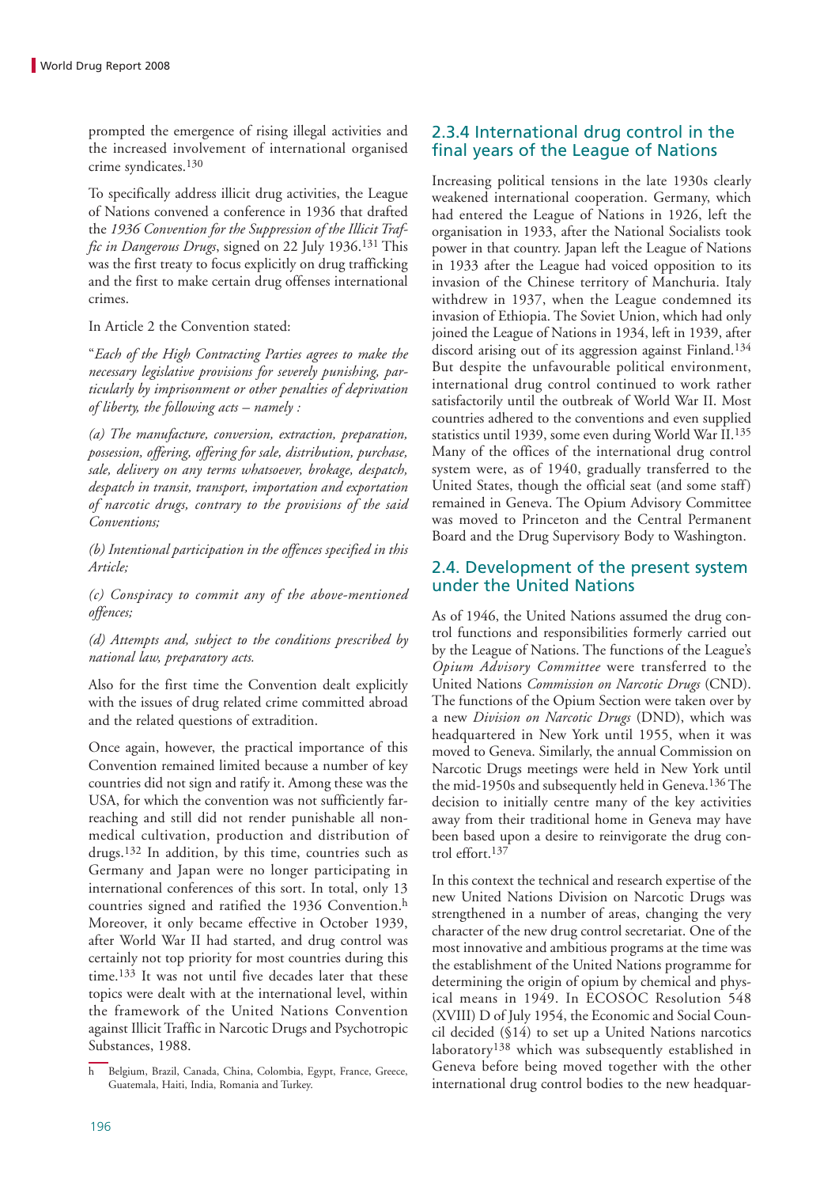prompted the emergence of rising illegal activities and the increased involvement of international organised crime syndicates.[130]

To specifically address illicit drug activities, the League of Nations convened a conference in 1936 that drafted the *1936 Convention for the Suppression of the Illicit Traffic in Dangerous Drugs*, signed on 22 July 1936.[131] This was the first treaty to focus explicitly on drug trafficking and the first to make certain drug offenses international crimes.

In Article 2 the Convention stated:

"*Each of the High Contracting Parties agrees to make the necessary legislative provisions for severely punishing, particularly by imprisonment or other penalties of deprivation of liberty, the following acts – namely :*

*(a) The manufacture, conversion, extraction, preparation, possession, offering, offering for sale, distribution, purchase, sale, delivery on any terms whatsoever, brokage, despatch, despatch in transit, transport, importation and exportation of narcotic drugs, contrary to the provisions of the said Conventions;*

*(b) Intentional participation in the offences specified in this Article;*

*(c) Conspiracy to commit any of the above-mentioned offences;*

*(d) Attempts and, subject to the conditions prescribed by national law, preparatory acts.*

Also for the first time the Convention dealt explicitly with the issues of drug related crime committed abroad and the related questions of extradition.

Once again, however, the practical importance of this Convention remained limited because a number of key countries did not sign and ratify it. Among these was the USA, for which the convention was not sufficiently far-reaching and still did not render punishable all non-medical cultivation, production and distribution of drugs.[132] In addition, by this time, countries such as Germany and Japan were no longer participating in international conferences of this sort. In total, only 13 countries signed and ratified the 1936 Convention.[h] Moreover, it only became effective in October 1939, after World War II had started, and drug control was certainly not top priority for most countries during this time.[133] It was not until five decades later that these topics were dealt with at the international level, within the framework of the United Nations Convention against Illicit Traffic in Narcotic Drugs and Psychotropic Substances, 1988.

[h] Belgium, Brazil, Canada, China, Colombia, Egypt, France, Greece, Guatemala, Haiti, India, Romania and Turkey.

## 2.3.4 International drug control in the final years of the League of Nations

Increasing political tensions in the late 1930s clearly weakened international cooperation. Germany, which had entered the League of Nations in 1926, left the organisation in 1933, after the National Socialists took power in that country. Japan left the League of Nations in 1933 after the League had voiced opposition to its invasion of the Chinese territory of Manchuria. Italy withdrew in 1937, when the League condemned its invasion of Ethiopia. The Soviet Union, which had only joined the League of Nations in 1934, left in 1939, after discord arising out of its aggression against Finland.[134] But despite the unfavourable political environment, international drug control continued to work rather satisfactorily until the outbreak of World War II. Most countries adhered to the conventions and even supplied statistics until 1939, some even during World War II.[135] Many of the offices of the international drug control system were, as of 1940, gradually transferred to the United States, though the official seat (and some staff) remained in Geneva. The Opium Advisory Committee was moved to Princeton and the Central Permanent Board and the Drug Supervisory Body to Washington.

## 2.4. Development of the present system under the United Nations

As of 1946, the United Nations assumed the drug control functions and responsibilities formerly carried out by the League of Nations. The functions of the League's *Opium Advisory Committee* were transferred to the United Nations *Commission on Narcotic Drugs* (CND). The functions of the Opium Section were taken over by a new *Division on Narcotic Drugs* (DND), which was headquartered in New York until 1955, when it was moved to Geneva. Similarly, the annual Commission on Narcotic Drugs meetings were held in New York until the mid-1950s and subsequently held in Geneva.[136] The decision to initially centre many of the key activities away from their traditional home in Geneva may have been based upon a desire to reinvigorate the drug control effort.[137]

In this context the technical and research expertise of the new United Nations Division on Narcotic Drugs was strengthened in a number of areas, changing the very character of the new drug control secretariat. One of the most innovative and ambitious programs at the time was the establishment of the United Nations programme for determining the origin of opium by chemical and physical means in 1949. In ECOSOC Resolution 548 (XVIII) D of July 1954, the Economic and Social Council decided (§14) to set up a United Nations narcotics laboratory[138] which was subsequently established in Geneva before being moved together with the other international drug control bodies to the new headquar-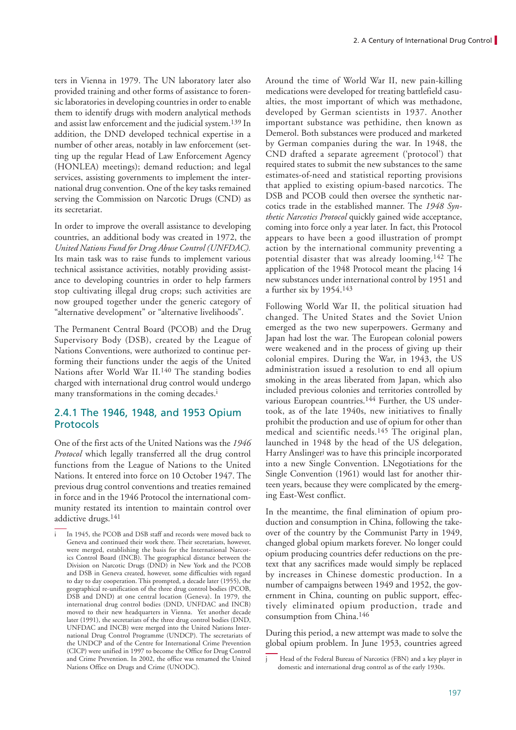ters in Vienna in 1979. The UN laboratory later also provided training and other forms of assistance to forensic laboratories in developing countries in order to enable them to identify drugs with modern analytical methods and assist law enforcement and the judicial system.[139] In addition, the DND developed technical expertise in a number of other areas, notably in law enforcement (setting up the regular Head of Law Enforcement Agency (HONLEA) meetings); demand reduction; and legal services, assisting governments to implement the international drug convention. One of the key tasks remained serving the Commission on Narcotic Drugs (CND) as its secretariat.

In order to improve the overall assistance to developing countries, an additional body was created in 1972, the *United Nations Fund for Drug Abuse Control (UNFDAC).* Its main task was to raise funds to implement various technical assistance activities, notably providing assistance to developing countries in order to help farmers stop cultivating illegal drug crops; such activities are now grouped together under the generic category of "alternative development" or "alternative livelihoods".

The Permanent Central Board (PCOB) and the Drug Supervisory Body (DSB), created by the League of Nations Conventions, were authorized to continue performing their functions under the aegis of the United Nations after World War II.[140] The standing bodies charged with international drug control would undergo many transformations in the coming decades.[i]

## 2.4.1 The 1946, 1948, and 1953 Opium Protocols

One of the first acts of the United Nations was the *1946 Protocol* which legally transferred all the drug control functions from the League of Nations to the United Nations. It entered into force on 10 October 1947. The previous drug control conventions and treaties remained in force and in the 1946 Protocol the international community restated its intention to maintain control over addictive drugs.[141]

[i] In 1945, the PCOB and DSB staff and records were moved back to Geneva and continued their work there. Their secretariats, however, were merged, establishing the basis for the International Narcotics Control Board (INCB). The geographical distance between the Division on Narcotic Drugs (DND) in New York and the PCOB and DSB in Geneva created, however, some difficulties with regard to day to day cooperation. This prompted, a decade later (1955), the geographical re-unification of the three drug control bodies (PCOB, DSB and DND) at one central location (Geneva). In 1979, the international drug control bodies (DND, UNFDAC and INCB) moved to their new headquarters in Vienna. Yet another decade later (1991), the secretariats of the three drug control bodies (DND, UNFDAC and INCB) were merged into the United Nations International Drug Control Programme (UNDCP). The secretariats of the UNDCP and of the Centre for International Crime Prevention (CICP) were unified in 1997 to become the Office for Drug Control and Crime Prevention. In 2002, the office was renamed the United Nations Office on Drugs and Crime (UNODC).

Around the time of World War II, new pain-killing medications were developed for treating battlefield casualties, the most important of which was methadone, developed by German scientists in 1937. Another important substance was pethidine, then known as Demerol. Both substances were produced and marketed by German companies during the war. In 1948, the CND drafted a separate agreement ('protocol') that required states to submit the new substances to the same estimates-of-need and statistical reporting provisions that applied to existing opium-based narcotics. The DSB and PCOB could then oversee the synthetic narcotics trade in the established manner. The *1948 Synthetic Narcotics Protocol* quickly gained wide acceptance, coming into force only a year later. In fact, this Protocol appears to have been a good illustration of prompt action by the international community preventing a potential disaster that was already looming.[142] The application of the 1948 Protocol meant the placing 14 new substances under international control by 1951 and a further six by 1954.[143]

Following World War II, the political situation had changed. The United States and the Soviet Union emerged as the two new superpowers. Germany and Japan had lost the war. The European colonial powers were weakened and in the process of giving up their colonial empires. During the War, in 1943, the US administration issued a resolution to end all opium smoking in the areas liberated from Japan, which also included previous colonies and territories controlled by various European countries.[144] Further, the US undertook, as of the late 1940s, new initiatives to finally prohibit the production and use of opium for other than medical and scientific needs.[145] The original plan, launched in 1948 by the head of the US delegation, Harry Anslinger[j] was to have this principle incorporated into a new Single Convention. LNegotiations for the Single Convention (1961) would last for another thirteen years, because they were complicated by the emerging East-West conflict.

In the meantime, the final elimination of opium production and consumption in China, following the takeover of the country by the Communist Party in 1949, changed global opium markets forever. No longer could opium producing countries defer reductions on the pretext that any sacrifices made would simply be replaced by increases in Chinese domestic production. In a number of campaigns between 1949 and 1952, the government in China, counting on public support, effectively eliminated opium production, trade and consumption from China.[146]

During this period, a new attempt was made to solve the global opium problem. In June 1953, countries agreed

[j] Head of the Federal Bureau of Narcotics (FBN) and a key player in domestic and international drug control as of the early 1930s.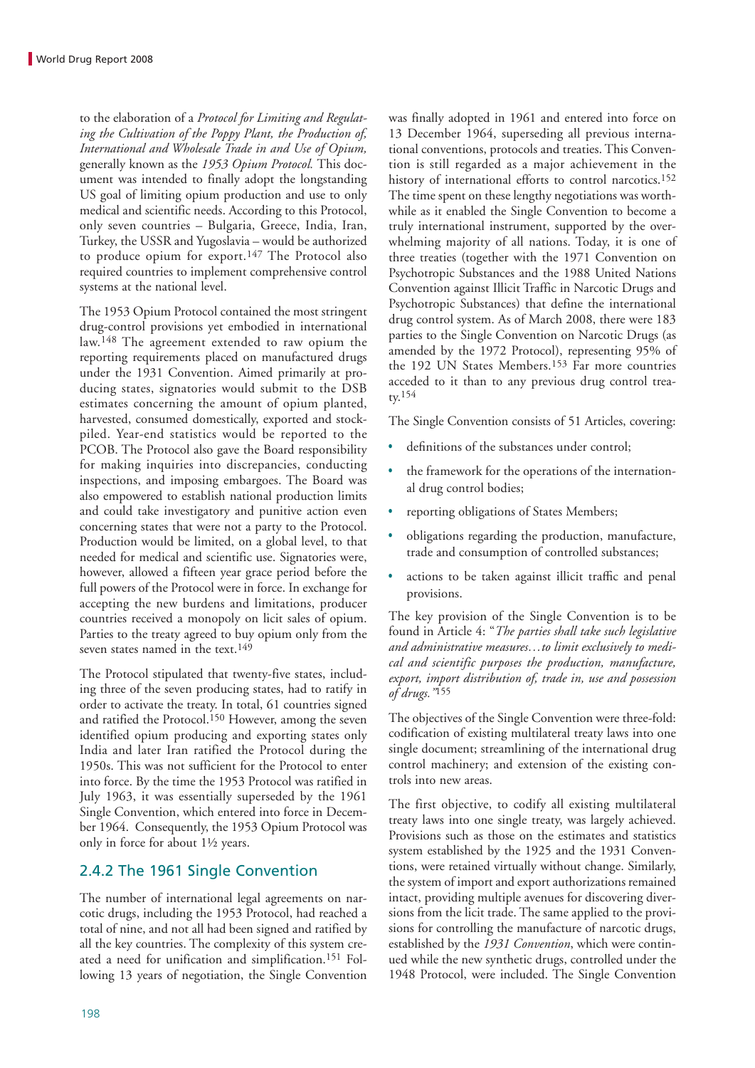to the elaboration of a *Protocol for Limiting and Regulating the Cultivation of the Poppy Plant, the Production of, International and Wholesale Trade in and Use of Opium,* generally known as the *1953 Opium Protocol.* This document was intended to finally adopt the longstanding US goal of limiting opium production and use to only medical and scientific needs. According to this Protocol, only seven countries – Bulgaria, Greece, India, Iran, Turkey, the USSR and Yugoslavia – would be authorized to produce opium for export.[147] The Protocol also required countries to implement comprehensive control systems at the national level.

The 1953 Opium Protocol contained the most stringent drug-control provisions yet embodied in international law.[148] The agreement extended to raw opium the reporting requirements placed on manufactured drugs under the 1931 Convention. Aimed primarily at producing states, signatories would submit to the DSB estimates concerning the amount of opium planted, harvested, consumed domestically, exported and stockpiled. Year-end statistics would be reported to the PCOB. The Protocol also gave the Board responsibility for making inquiries into discrepancies, conducting inspections, and imposing embargoes. The Board was also empowered to establish national production limits and could take investigatory and punitive action even concerning states that were not a party to the Protocol. Production would be limited, on a global level, to that needed for medical and scientific use. Signatories were, however, allowed a fifteen year grace period before the full powers of the Protocol were in force. In exchange for accepting the new burdens and limitations, producer countries received a monopoly on licit sales of opium. Parties to the treaty agreed to buy opium only from the seven states named in the text.[149]

The Protocol stipulated that twenty-five states, including three of the seven producing states, had to ratify in order to activate the treaty. In total, 61 countries signed and ratified the Protocol.[150] However, among the seven identified opium producing and exporting states only India and later Iran ratified the Protocol during the 1950s. This was not sufficient for the Protocol to enter into force. By the time the 1953 Protocol was ratified in July 1963, it was essentially superseded by the 1961 Single Convention, which entered into force in December 1964. Consequently, the 1953 Opium Protocol was only in force for about 1½ years.

## 2.4.2 The 1961 Single Convention

The number of international legal agreements on narcotic drugs, including the 1953 Protocol, had reached a total of nine, and not all had been signed and ratified by all the key countries. The complexity of this system created a need for unification and simplification.[151] Following 13 years of negotiation, the Single Convention was finally adopted in 1961 and entered into force on 13 December 1964, superseding all previous international conventions, protocols and treaties. This Convention is still regarded as a major achievement in the history of international efforts to control narcotics.[152] The time spent on these lengthy negotiations was worthwhile as it enabled the Single Convention to become a truly international instrument, supported by the overwhelming majority of all nations. Today, it is one of three treaties (together with the 1971 Convention on Psychotropic Substances and the 1988 United Nations Convention against Illicit Traffic in Narcotic Drugs and Psychotropic Substances) that define the international drug control system. As of March 2008, there were 183 parties to the Single Convention on Narcotic Drugs (as amended by the 1972 Protocol), representing 95% of the 192 UN States Members.[153] Far more countries acceded to it than to any previous drug control treaty.[154]

The Single Convention consists of 51 Articles, covering:

- definitions of the substances under control;
- the framework for the operations of the international drug control bodies;
- reporting obligations of States Members;
- obligations regarding the production, manufacture, trade and consumption of controlled substances;
- actions to be taken against illicit traffic and penal provisions.

The key provision of the Single Convention is to be found in Article 4: "*The parties shall take such legislative and administrative measures…to limit exclusively to medical and scientific purposes the production, manufacture, export, import distribution of, trade in, use and possession of drugs.*"[155]

The objectives of the Single Convention were three-fold: codification of existing multilateral treaty laws into one single document; streamlining of the international drug control machinery; and extension of the existing controls into new areas.

The first objective, to codify all existing multilateral treaty laws into one single treaty, was largely achieved. Provisions such as those on the estimates and statistics system established by the 1925 and the 1931 Conventions, were retained virtually without change. Similarly, the system of import and export authorizations remained intact, providing multiple avenues for discovering diversions from the licit trade. The same applied to the provisions for controlling the manufacture of narcotic drugs, established by the *1931 Convention*, which were continued while the new synthetic drugs, controlled under the 1948 Protocol, were included. The Single Convention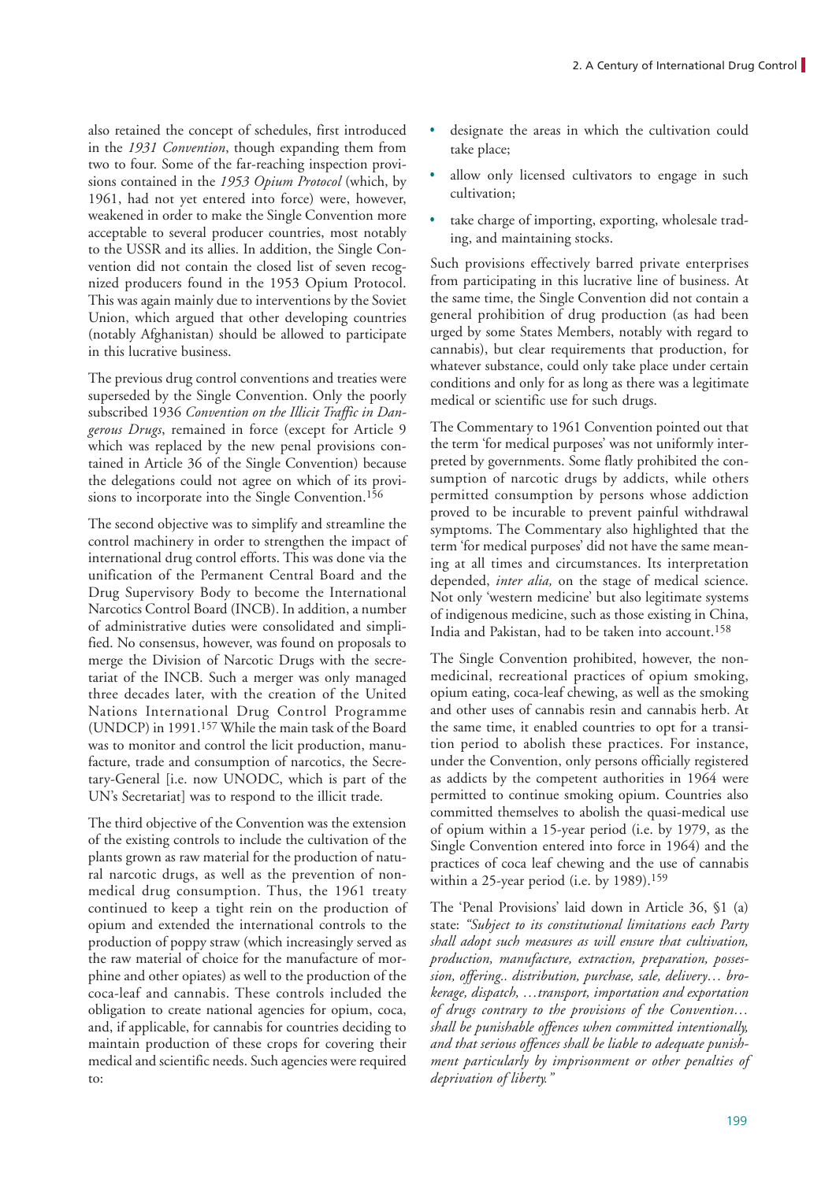also retained the concept of schedules, first introduced in the *1931 Convention*, though expanding them from two to four. Some of the far-reaching inspection provisions contained in the *1953 Opium Protocol* (which, by 1961, had not yet entered into force) were, however, weakened in order to make the Single Convention more acceptable to several producer countries, most notably to the USSR and its allies. In addition, the Single Convention did not contain the closed list of seven recognized producers found in the 1953 Opium Protocol. This was again mainly due to interventions by the Soviet Union, which argued that other developing countries (notably Afghanistan) should be allowed to participate in this lucrative business.

The previous drug control conventions and treaties were superseded by the Single Convention. Only the poorly subscribed 1936 *Convention on the Illicit Traffic in Dangerous Drugs*, remained in force (except for Article 9 which was replaced by the new penal provisions contained in Article 36 of the Single Convention) because the delegations could not agree on which of its provisions to incorporate into the Single Convention.[156]

The second objective was to simplify and streamline the control machinery in order to strengthen the impact of international drug control efforts. This was done via the unification of the Permanent Central Board and the Drug Supervisory Body to become the International Narcotics Control Board (INCB). In addition, a number of administrative duties were consolidated and simplified. No consensus, however, was found on proposals to merge the Division of Narcotic Drugs with the secretariat of the INCB. Such a merger was only managed three decades later, with the creation of the United Nations International Drug Control Programme (UNDCP) in 1991.[157] While the main task of the Board was to monitor and control the licit production, manufacture, trade and consumption of narcotics, the Secretary-General [i.e. now UNODC, which is part of the UN's Secretariat] was to respond to the illicit trade.

The third objective of the Convention was the extension of the existing controls to include the cultivation of the plants grown as raw material for the production of natural narcotic drugs, as well as the prevention of non-medical drug consumption. Thus, the 1961 treaty continued to keep a tight rein on the production of opium and extended the international controls to the production of poppy straw (which increasingly served as the raw material of choice for the manufacture of morphine and other opiates) as well to the production of the coca-leaf and cannabis. These controls included the obligation to create national agencies for opium, coca, and, if applicable, for cannabis for countries deciding to maintain production of these crops for covering their medical and scientific needs. Such agencies were required to:

- designate the areas in which the cultivation could take place;
- allow only licensed cultivators to engage in such cultivation;
- take charge of importing, exporting, wholesale trading, and maintaining stocks.

Such provisions effectively barred private enterprises from participating in this lucrative line of business. At the same time, the Single Convention did not contain a general prohibition of drug production (as had been urged by some States Members, notably with regard to cannabis), but clear requirements that production, for whatever substance, could only take place under certain conditions and only for as long as there was a legitimate medical or scientific use for such drugs.

The Commentary to 1961 Convention pointed out that the term 'for medical purposes' was not uniformly interpreted by governments. Some flatly prohibited the consumption of narcotic drugs by addicts, while others permitted consumption by persons whose addiction proved to be incurable to prevent painful withdrawal symptoms. The Commentary also highlighted that the term 'for medical purposes' did not have the same meaning at all times and circumstances. Its interpretation depended, *inter alia,* on the stage of medical science. Not only 'western medicine' but also legitimate systems of indigenous medicine, such as those existing in China, India and Pakistan, had to be taken into account.[158]

The Single Convention prohibited, however, the non-medicinal, recreational practices of opium smoking, opium eating, coca-leaf chewing, as well as the smoking and other uses of cannabis resin and cannabis herb. At the same time, it enabled countries to opt for a transition period to abolish these practices. For instance, under the Convention, only persons officially registered as addicts by the competent authorities in 1964 were permitted to continue smoking opium. Countries also committed themselves to abolish the quasi-medical use of opium within a 15-year period (i.e. by 1979, as the Single Convention entered into force in 1964) and the practices of coca leaf chewing and the use of cannabis within a 25-year period (i.e. by 1989).[159]

The 'Penal Provisions' laid down in Article 36, §1 (a) state: *"Subject to its constitutional limitations each Party shall adopt such measures as will ensure that cultivation, production, manufacture, extraction, preparation, possession, offering.. distribution, purchase, sale, delivery… brokerage, dispatch, …transport, importation and exportation of drugs contrary to the provisions of the Convention… shall be punishable offences when committed intentionally, and that serious offences shall be liable to adequate punishment particularly by imprisonment or other penalties of deprivation of liberty."*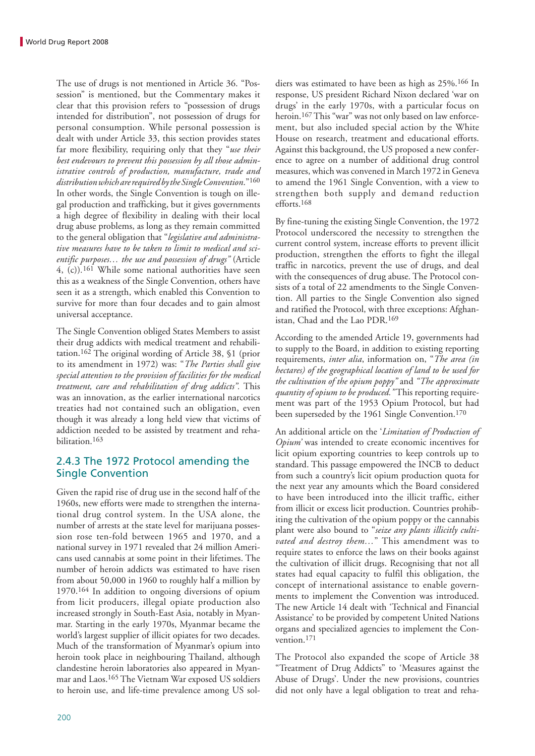The use of drugs is not mentioned in Article 36. "Possession" is mentioned, but the Commentary makes it clear that this provision refers to "possession of drugs intended for distribution", not possession of drugs for personal consumption. While personal possession is dealt with under Article 33, this section provides states far more flexibility, requiring only that they "*use their best endevours to prevent this possession by all those administrative controls of production, manufacture, trade and distribution which are required by the Single Convention.*"[160] In other words, the Single Convention is tough on illegal production and trafficking, but it gives governments a high degree of flexibility in dealing with their local drug abuse problems, as long as they remain committed to the general obligation that "*legislative and administrative measures have to be taken to limit to medical and scientific purposes… the use and possession of drugs*" (Article 4, (c)).[161] While some national authorities have seen this as a weakness of the Single Convention, others have seen it as a strength, which enabled this Convention to survive for more than four decades and to gain almost universal acceptance.

The Single Convention obliged States Members to assist their drug addicts with medical treatment and rehabilitation.[162] The original wording of Article 38, §1 (prior to its amendment in 1972) was: "*The Parties shall give special attention to the provision of facilities for the medical treatment, care and rehabilitation of drug addicts*". This was an innovation, as the earlier international narcotics treaties had not contained such an obligation, even though it was already a long held view that victims of addiction needed to be assisted by treatment and rehabilitation.[163]

### 2.4.3 The 1972 Protocol amending the Single Convention

Given the rapid rise of drug use in the second half of the 1960s, new efforts were made to strengthen the international drug control system. In the USA alone, the number of arrests at the state level for marijuana possession rose ten-fold between 1965 and 1970, and a national survey in 1971 revealed that 24 million Americans used cannabis at some point in their lifetimes. The number of heroin addicts was estimated to have risen from about 50,000 in 1960 to roughly half a million by 1970.[164] In addition to ongoing diversions of opium from licit producers, illegal opiate production also increased strongly in South-East Asia, notably in Myanmar. Starting in the early 1970s, Myanmar became the world's largest supplier of illicit opiates for two decades. Much of the transformation of Myanmar's opium into heroin took place in neighbouring Thailand, although clandestine heroin laboratories also appeared in Myanmar and Laos.[165] The Vietnam War exposed US soldiers to heroin use, and life-time prevalence among US soldiers was estimated to have been as high as 25%.[166] In response, US president Richard Nixon declared 'war on drugs' in the early 1970s, with a particular focus on heroin.[167] This "war" was not only based on law enforcement, but also included special action by the White House on research, treatment and educational efforts. Against this background, the US proposed a new conference to agree on a number of additional drug control measures, which was convened in March 1972 in Geneva to amend the 1961 Single Convention, with a view to strengthen both supply and demand reduction efforts.[168]

By fine-tuning the existing Single Convention, the 1972 Protocol underscored the necessity to strengthen the current control system, increase efforts to prevent illicit production, strengthen the efforts to fight the illegal traffic in narcotics, prevent the use of drugs, and deal with the consequences of drug abuse. The Protocol consists of a total of 22 amendments to the Single Convention. All parties to the Single Convention also signed and ratified the Protocol, with three exceptions: Afghanistan, Chad and the Lao PDR.[169]

According to the amended Article 19, governments had to supply to the Board, in addition to existing reporting requirements, *inter alia*, information on, "*The area (in hectares) of the geographical location of land to be used for the cultivation of the opium poppy*" and "*The approximate quantity of opium to be produced.*" This reporting requirement was part of the 1953 Opium Protocol, but had been superseded by the 1961 Single Convention.[170]

An additional article on the '*Limitation of Production of Opium*' was intended to create economic incentives for licit opium exporting countries to keep controls up to standard. This passage empowered the INCB to deduct from such a country's licit opium production quota for the next year any amounts which the Board considered to have been introduced into the illicit traffic, either from illicit or excess licit production. Countries prohibiting the cultivation of the opium poppy or the cannabis plant were also bound to "*seize any plants illicitly cultivated and destroy them…*" This amendment was to require states to enforce the laws on their books against the cultivation of illicit drugs. Recognising that not all states had equal capacity to fulfil this obligation, the concept of international assistance to enable governments to implement the Convention was introduced. The new Article 14 dealt with 'Technical and Financial Assistance' to be provided by competent United Nations organs and specialized agencies to implement the Convention.[171]

The Protocol also expanded the scope of Article 38 "Treatment of Drug Addicts" to 'Measures against the Abuse of Drugs'. Under the new provisions, countries did not only have a legal obligation to treat and reha-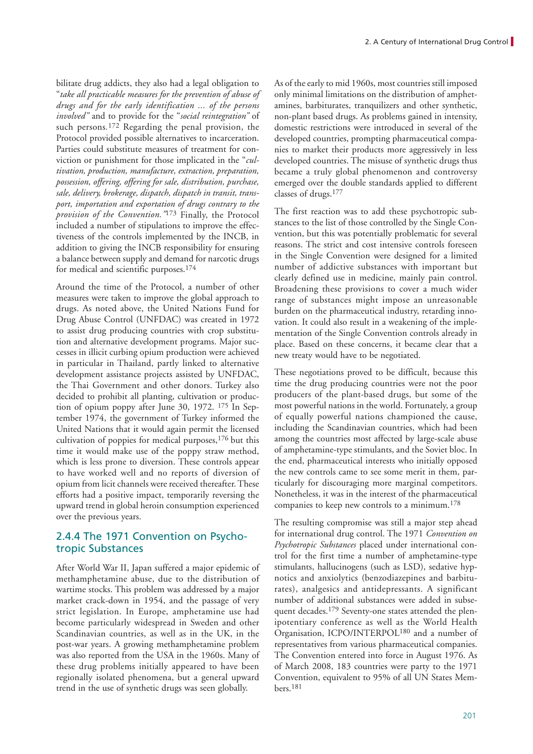bilitate drug addicts, they also had a legal obligation to "*take all practicable measures for the prevention of abuse of drugs and for the early identification ... of the persons involved*" and to provide for the "*social reintegration*" of such persons.[172] Regarding the penal provision, the Protocol provided possible alternatives to incarceration. Parties could substitute measures of treatment for conviction or punishment for those implicated in the "*cultivation, production, manufacture, extraction, preparation, possession, offering, offering for sale, distribution, purchase, sale, delivery, brokerage, dispatch, dispatch in transit, transport, importation and exportation of drugs contrary to the provision of the Convention.*"[173] Finally, the Protocol included a number of stipulations to improve the effectiveness of the controls implemented by the INCB, in addition to giving the INCB responsibility for ensuring a balance between supply and demand for narcotic drugs for medical and scientific purposes.[174]

Around the time of the Protocol, a number of other measures were taken to improve the global approach to drugs. As noted above, the United Nations Fund for Drug Abuse Control (UNFDAC) was created in 1972 to assist drug producing countries with crop substitution and alternative development programs. Major successes in illicit curbing opium production were achieved in particular in Thailand, partly linked to alternative development assistance projects assisted by UNFDAC, the Thai Government and other donors. Turkey also decided to prohibit all planting, cultivation or production of opium poppy after June 30, 1972. [175] In September 1974, the government of Turkey informed the United Nations that it would again permit the licensed cultivation of poppies for medical purposes,[176] but this time it would make use of the poppy straw method, which is less prone to diversion. These controls appear to have worked well and no reports of diversion of opium from licit channels were received thereafter. These efforts had a positive impact, temporarily reversing the upward trend in global heroin consumption experienced over the previous years.

## 2.4.4 The 1971 Convention on Psychotropic Substances

After World War II, Japan suffered a major epidemic of methamphetamine abuse, due to the distribution of wartime stocks. This problem was addressed by a major market crack-down in 1954, and the passage of very strict legislation. In Europe, amphetamine use had become particularly widespread in Sweden and other Scandinavian countries, as well as in the UK, in the post-war years. A growing methamphetamine problem was also reported from the USA in the 1960s. Many of these drug problems initially appeared to have been regionally isolated phenomena, but a general upward trend in the use of synthetic drugs was seen globally.

As of the early to mid 1960s, most countries still imposed only minimal limitations on the distribution of amphetamines, barbiturates, tranquilizers and other synthetic, non-plant based drugs. As problems gained in intensity, domestic restrictions were introduced in several of the developed countries, prompting pharmaceutical companies to market their products more aggressively in less developed countries. The misuse of synthetic drugs thus became a truly global phenomenon and controversy emerged over the double standards applied to different classes of drugs.[177]

The first reaction was to add these psychotropic substances to the list of those controlled by the Single Convention, but this was potentially problematic for several reasons. The strict and cost intensive controls foreseen in the Single Convention were designed for a limited number of addictive substances with important but clearly defined use in medicine, mainly pain control. Broadening these provisions to cover a much wider range of substances might impose an unreasonable burden on the pharmaceutical industry, retarding innovation. It could also result in a weakening of the implementation of the Single Convention controls already in place. Based on these concerns, it became clear that a new treaty would have to be negotiated.

These negotiations proved to be difficult, because this time the drug producing countries were not the poor producers of the plant-based drugs, but some of the most powerful nations in the world. Fortunately, a group of equally powerful nations championed the cause, including the Scandinavian countries, which had been among the countries most affected by large-scale abuse of amphetamine-type stimulants, and the Soviet bloc. In the end, pharmaceutical interests who initially opposed the new controls came to see some merit in them, particularly for discouraging more marginal competitors. Nonetheless, it was in the interest of the pharmaceutical companies to keep new controls to a minimum.[178]

The resulting compromise was still a major step ahead for international drug control. The 1971 *Convention on Psychotropic Substances* placed under international control for the first time a number of amphetamine-type stimulants, hallucinogens (such as LSD), sedative hypnotics and anxiolytics (benzodiazepines and barbiturates), analgesics and antidepressants. A significant number of additional substances were added in subsequent decades.[179] Seventy-one states attended the plenipotentiary conference as well as the World Health Organisation, ICPO/INTERPOL[180] and a number of representatives from various pharmaceutical companies. The Convention entered into force in August 1976. As of March 2008, 183 countries were party to the 1971 Convention, equivalent to 95% of all UN States Members.[181]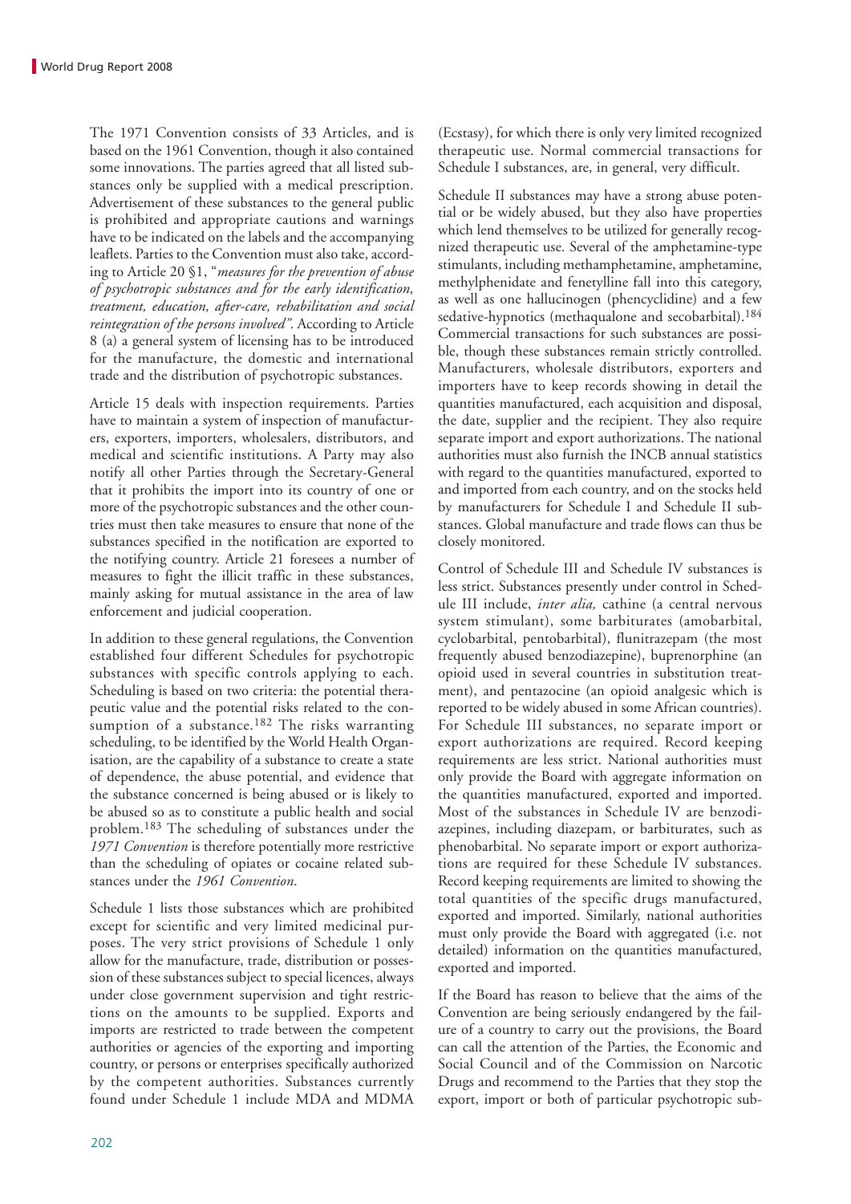The 1971 Convention consists of 33 Articles, and is based on the 1961 Convention, though it also contained some innovations. The parties agreed that all listed substances only be supplied with a medical prescription. Advertisement of these substances to the general public is prohibited and appropriate cautions and warnings have to be indicated on the labels and the accompanying leaflets. Parties to the Convention must also take, according to Article 20 §1, "*measures for the prevention of abuse of psychotropic substances and for the early identification, treatment, education, after-care, rehabilitation and social reintegration of the persons involved"*. According to Article 8 (a) a general system of licensing has to be introduced for the manufacture, the domestic and international trade and the distribution of psychotropic substances.

Article 15 deals with inspection requirements. Parties have to maintain a system of inspection of manufacturers, exporters, importers, wholesalers, distributors, and medical and scientific institutions. A Party may also notify all other Parties through the Secretary-General that it prohibits the import into its country of one or more of the psychotropic substances and the other countries must then take measures to ensure that none of the substances specified in the notification are exported to the notifying country. Article 21 foresees a number of measures to fight the illicit traffic in these substances, mainly asking for mutual assistance in the area of law enforcement and judicial cooperation.

In addition to these general regulations, the Convention established four different Schedules for psychotropic substances with specific controls applying to each. Scheduling is based on two criteria: the potential therapeutic value and the potential risks related to the consumption of a substance.[182] The risks warranting scheduling, to be identified by the World Health Organisation, are the capability of a substance to create a state of dependence, the abuse potential, and evidence that the substance concerned is being abused or is likely to be abused so as to constitute a public health and social problem.[183] The scheduling of substances under the *1971 Convention* is therefore potentially more restrictive than the scheduling of opiates or cocaine related substances under the *1961 Convention*.

Schedule 1 lists those substances which are prohibited except for scientific and very limited medicinal purposes. The very strict provisions of Schedule 1 only allow for the manufacture, trade, distribution or possession of these substances subject to special licences, always under close government supervision and tight restrictions on the amounts to be supplied. Exports and imports are restricted to trade between the competent authorities or agencies of the exporting and importing country, or persons or enterprises specifically authorized by the competent authorities. Substances currently found under Schedule 1 include MDA and MDMA (Ecstasy), for which there is only very limited recognized therapeutic use. Normal commercial transactions for Schedule I substances, are, in general, very difficult.

Schedule II substances may have a strong abuse potential or be widely abused, but they also have properties which lend themselves to be utilized for generally recognized therapeutic use. Several of the amphetamine-type stimulants, including methamphetamine, amphetamine, methylphenidate and fenetylline fall into this category, as well as one hallucinogen (phencyclidine) and a few sedative-hypnotics (methaqualone and secobarbital).[184] Commercial transactions for such substances are possible, though these substances remain strictly controlled. Manufacturers, wholesale distributors, exporters and importers have to keep records showing in detail the quantities manufactured, each acquisition and disposal, the date, supplier and the recipient. They also require separate import and export authorizations. The national authorities must also furnish the INCB annual statistics with regard to the quantities manufactured, exported to and imported from each country, and on the stocks held by manufacturers for Schedule I and Schedule II substances. Global manufacture and trade flows can thus be closely monitored.

Control of Schedule III and Schedule IV substances is less strict. Substances presently under control in Schedule III include, *inter alia,* cathine (a central nervous system stimulant), some barbiturates (amobarbital, cyclobarbital, pentobarbital), flunitrazepam (the most frequently abused benzodiazepine), buprenorphine (an opioid used in several countries in substitution treatment), and pentazocine (an opioid analgesic which is reported to be widely abused in some African countries). For Schedule III substances, no separate import or export authorizations are required. Record keeping requirements are less strict. National authorities must only provide the Board with aggregate information on the quantities manufactured, exported and imported. Most of the substances in Schedule IV are benzodiazepines, including diazepam, or barbiturates, such as phenobarbital. No separate import or export authorizations are required for these Schedule IV substances. Record keeping requirements are limited to showing the total quantities of the specific drugs manufactured, exported and imported. Similarly, national authorities must only provide the Board with aggregated (i.e. not detailed) information on the quantities manufactured, exported and imported.

If the Board has reason to believe that the aims of the Convention are being seriously endangered by the failure of a country to carry out the provisions, the Board can call the attention of the Parties, the Economic and Social Council and of the Commission on Narcotic Drugs and recommend to the Parties that they stop the export, import or both of particular psychotropic sub-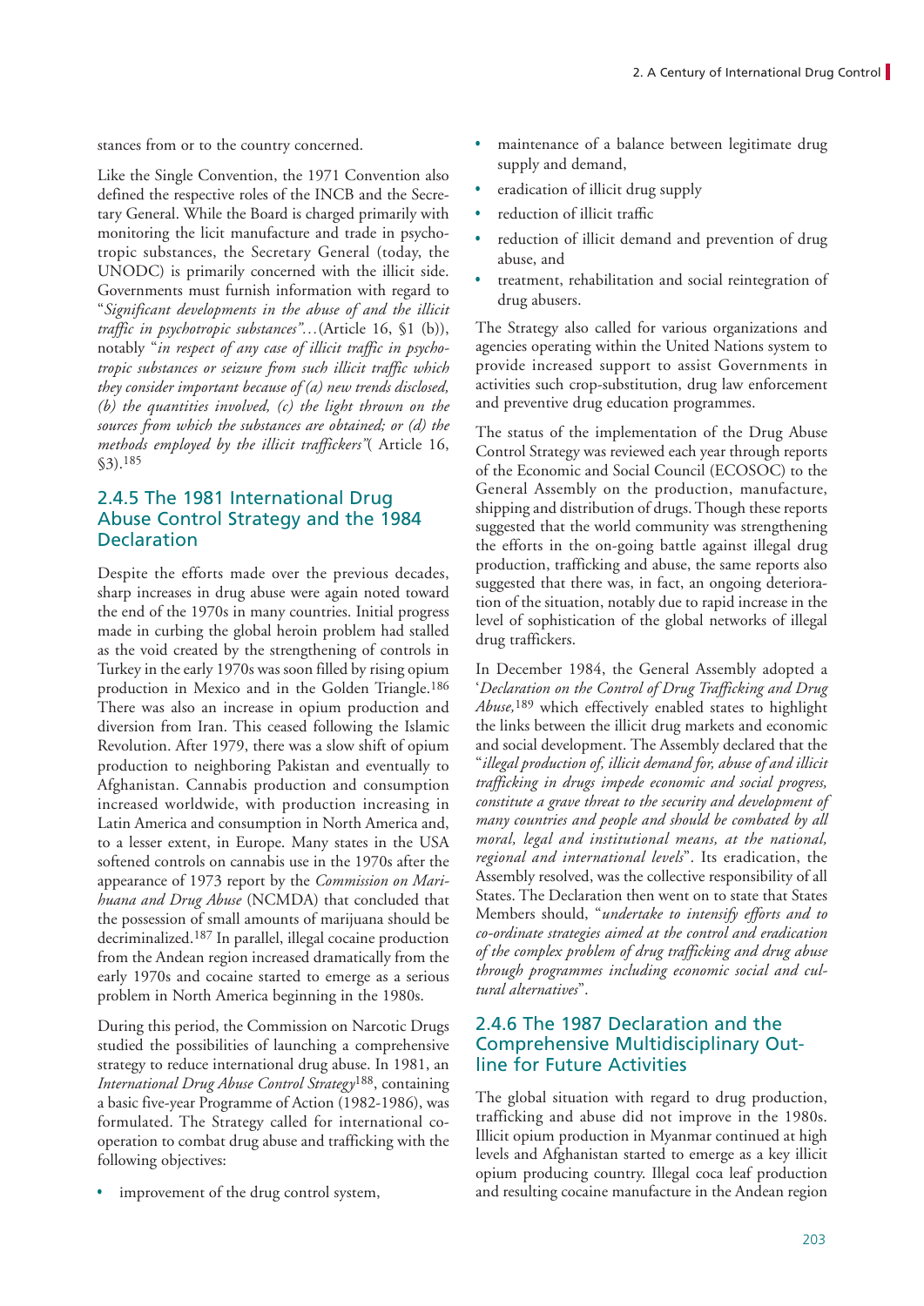stances from or to the country concerned.

Like the Single Convention, the 1971 Convention also defined the respective roles of the INCB and the Secretary General. While the Board is charged primarily with monitoring the licit manufacture and trade in psychotropic substances, the Secretary General (today, the UNODC) is primarily concerned with the illicit side. Governments must furnish information with regard to "*Significant developments in the abuse of and the illicit traffic in psychotropic substances"*…(Article 16, §1 (b)), notably "*in respect of any case of illicit traffic in psychotropic substances or seizure from such illicit traffic which they consider important because of (a) new trends disclosed, (b) the quantities involved, (c) the light thrown on the sources from which the substances are obtained; or (d) the methods employed by the illicit traffickers"*( Article 16, §3).[185]

### 2.4.5 The 1981 International Drug Abuse Control Strategy and the 1984 Declaration

Despite the efforts made over the previous decades, sharp increases in drug abuse were again noted toward the end of the 1970s in many countries. Initial progress made in curbing the global heroin problem had stalled as the void created by the strengthening of controls in Turkey in the early 1970s was soon filled by rising opium production in Mexico and in the Golden Triangle.[186] There was also an increase in opium production and diversion from Iran. This ceased following the Islamic Revolution. After 1979, there was a slow shift of opium production to neighboring Pakistan and eventually to Afghanistan. Cannabis production and consumption increased worldwide, with production increasing in Latin America and consumption in North America and, to a lesser extent, in Europe. Many states in the USA softened controls on cannabis use in the 1970s after the appearance of 1973 report by the *Commission on Marihuana and Drug Abuse* (NCMDA) that concluded that the possession of small amounts of marijuana should be decriminalized.[187] In parallel, illegal cocaine production from the Andean region increased dramatically from the early 1970s and cocaine started to emerge as a serious problem in North America beginning in the 1980s.

During this period, the Commission on Narcotic Drugs studied the possibilities of launching a comprehensive strategy to reduce international drug abuse. In 1981, an *International Drug Abuse Control Strategy*[188], containing a basic five-year Programme of Action (1982-1986), was formulated. The Strategy called for international co-operation to combat drug abuse and trafficking with the following objectives:

- improvement of the drug control system,
- maintenance of a balance between legitimate drug supply and demand,
- eradication of illicit drug supply
- reduction of illicit traffic
- reduction of illicit demand and prevention of drug abuse, and
- treatment, rehabilitation and social reintegration of drug abusers.

The Strategy also called for various organizations and agencies operating within the United Nations system to provide increased support to assist Governments in activities such crop-substitution, drug law enforcement and preventive drug education programmes.

The status of the implementation of the Drug Abuse Control Strategy was reviewed each year through reports of the Economic and Social Council (ECOSOC) to the General Assembly on the production, manufacture, shipping and distribution of drugs. Though these reports suggested that the world community was strengthening the efforts in the on-going battle against illegal drug production, trafficking and abuse, the same reports also suggested that there was, in fact, an ongoing deterioration of the situation, notably due to rapid increase in the level of sophistication of the global networks of illegal drug traffickers.

In December 1984, the General Assembly adopted a '*Declaration on the Control of Drug Trafficking and Drug Abuse,*[189] which effectively enabled states to highlight the links between the illicit drug markets and economic and social development. The Assembly declared that the "*illegal production of, illicit demand for, abuse of and illicit trafficking in drugs impede economic and social progress, constitute a grave threat to the security and development of many countries and people and should be combated by all moral, legal and institutional means, at the national, regional and international levels*". Its eradication, the Assembly resolved, was the collective responsibility of all States. The Declaration then went on to state that States Members should, "*undertake to intensify efforts and to co-ordinate strategies aimed at the control and eradication of the complex problem of drug trafficking and drug abuse through programmes including economic social and cultural alternatives*".

### 2.4.6 The 1987 Declaration and the Comprehensive Multidisciplinary Outline for Future Activities

The global situation with regard to drug production, trafficking and abuse did not improve in the 1980s. Illicit opium production in Myanmar continued at high levels and Afghanistan started to emerge as a key illicit opium producing country. Illegal coca leaf production and resulting cocaine manufacture in the Andean region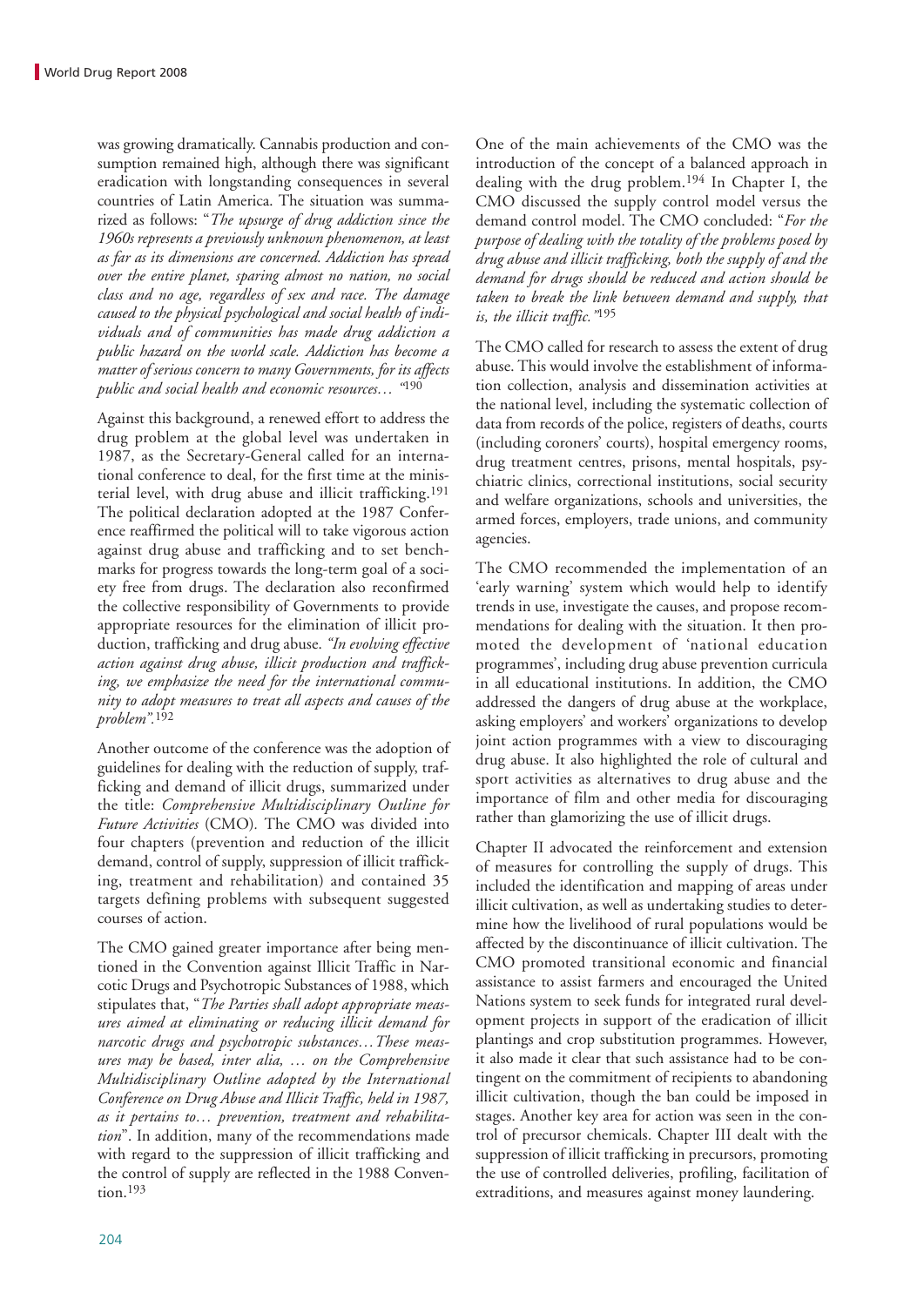was growing dramatically. Cannabis production and consumption remained high, although there was significant eradication with longstanding consequences in several countries of Latin America. The situation was summarized as follows: "*The upsurge of drug addiction since the 1960s represents a previously unknown phenomenon, at least as far as its dimensions are concerned. Addiction has spread over the entire planet, sparing almost no nation, no social class and no age, regardless of sex and race. The damage caused to the physical psychological and social health of individuals and of communities has made drug addiction a public hazard on the world scale. Addiction has become a matter of serious concern to many Governments, for its affects public and social health and economic resources…* "[190]

Against this background, a renewed effort to address the drug problem at the global level was undertaken in 1987, as the Secretary-General called for an international conference to deal, for the first time at the ministerial level, with drug abuse and illicit trafficking.[191] The political declaration adopted at the 1987 Conference reaffirmed the political will to take vigorous action against drug abuse and trafficking and to set benchmarks for progress towards the long-term goal of a society free from drugs. The declaration also reconfirmed the collective responsibility of Governments to provide appropriate resources for the elimination of illicit production, trafficking and drug abuse. *"In evolving effective action against drug abuse, illicit production and trafficking, we emphasize the need for the international community to adopt measures to treat all aspects and causes of the problem".*[192]

Another outcome of the conference was the adoption of guidelines for dealing with the reduction of supply, trafficking and demand of illicit drugs, summarized under the title: *Comprehensive Multidisciplinary Outline for Future Activities* (CMO)*.* The CMO was divided into four chapters (prevention and reduction of the illicit demand, control of supply, suppression of illicit trafficking, treatment and rehabilitation) and contained 35 targets defining problems with subsequent suggested courses of action.

The CMO gained greater importance after being mentioned in the Convention against Illicit Traffic in Narcotic Drugs and Psychotropic Substances of 1988, which stipulates that, "*The Parties shall adopt appropriate measures aimed at eliminating or reducing illicit demand for narcotic drugs and psychotropic substances…These measures may be based, inter alia, … on the Comprehensive Multidisciplinary Outline adopted by the International Conference on Drug Abuse and Illicit Traffic, held in 1987, as it pertains to… prevention, treatment and rehabilitation*". In addition, many of the recommendations made with regard to the suppression of illicit trafficking and the control of supply are reflected in the 1988 Convention.[193]

One of the main achievements of the CMO was the introduction of the concept of a balanced approach in dealing with the drug problem.[194] In Chapter I, the CMO discussed the supply control model versus the demand control model. The CMO concluded: "*For the purpose of dealing with the totality of the problems posed by drug abuse and illicit trafficking, both the supply of and the demand for drugs should be reduced and action should be taken to break the link between demand and supply, that is, the illicit traffic."*[195]

The CMO called for research to assess the extent of drug abuse. This would involve the establishment of information collection, analysis and dissemination activities at the national level, including the systematic collection of data from records of the police, registers of deaths, courts (including coroners' courts), hospital emergency rooms, drug treatment centres, prisons, mental hospitals, psychiatric clinics, correctional institutions, social security and welfare organizations, schools and universities, the armed forces, employers, trade unions, and community agencies.

The CMO recommended the implementation of an 'early warning' system which would help to identify trends in use, investigate the causes, and propose recommendations for dealing with the situation. It then promoted the development of 'national education programmes', including drug abuse prevention curricula in all educational institutions. In addition, the CMO addressed the dangers of drug abuse at the workplace, asking employers' and workers' organizations to develop joint action programmes with a view to discouraging drug abuse. It also highlighted the role of cultural and sport activities as alternatives to drug abuse and the importance of film and other media for discouraging rather than glamorizing the use of illicit drugs.

Chapter II advocated the reinforcement and extension of measures for controlling the supply of drugs. This included the identification and mapping of areas under illicit cultivation, as well as undertaking studies to determine how the livelihood of rural populations would be affected by the discontinuance of illicit cultivation. The CMO promoted transitional economic and financial assistance to assist farmers and encouraged the United Nations system to seek funds for integrated rural development projects in support of the eradication of illicit plantings and crop substitution programmes. However, it also made it clear that such assistance had to be contingent on the commitment of recipients to abandoning illicit cultivation, though the ban could be imposed in stages. Another key area for action was seen in the control of precursor chemicals. Chapter III dealt with the suppression of illicit trafficking in precursors, promoting the use of controlled deliveries, profiling, facilitation of extraditions, and measures against money laundering.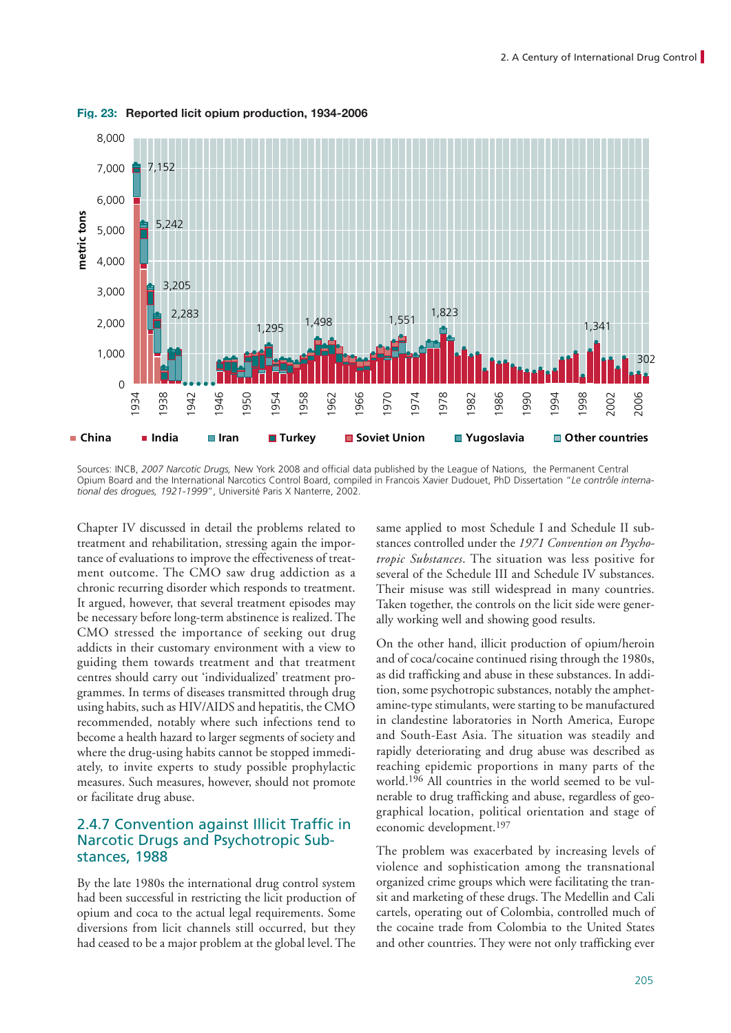**Fig. 23: Reported licit opium production, 1934-2006**

Sources: INCB, *2007 Narcotic Drugs,* New York 2008 and official data published by the League of Nations, the Permanent Central Opium Board and the International Narcotics Control Board, compiled in Francois Xavier Dudouet, PhD Dissertation "*Le contrôle international des drogues, 1921-1999*", Université Paris X Nanterre, 2002.

Chapter IV discussed in detail the problems related to treatment and rehabilitation, stressing again the importance of evaluations to improve the effectiveness of treatment outcome. The CMO saw drug addiction as a chronic recurring disorder which responds to treatment. It argued, however, that several treatment episodes may be necessary before long-term abstinence is realized. The CMO stressed the importance of seeking out drug addicts in their customary environment with a view to guiding them towards treatment and that treatment centres should carry out 'individualized' treatment programmes. In terms of diseases transmitted through drug using habits, such as HIV/AIDS and hepatitis, the CMO recommended, notably where such infections tend to become a health hazard to larger segments of society and where the drug-using habits cannot be stopped immediately, to invite experts to study possible prophylactic measures. Such measures, however, should not promote or facilitate drug abuse.

## 2.4.7 Convention against Illicit Traffic in Narcotic Drugs and Psychotropic Substances, 1988

By the late 1980s the international drug control system had been successful in restricting the licit production of opium and coca to the actual legal requirements. Some diversions from licit channels still occurred, but they had ceased to be a major problem at the global level. The same applied to most Schedule I and Schedule II substances controlled under the *1971 Convention on Psychotropic Substances*. The situation was less positive for several of the Schedule III and Schedule IV substances. Their misuse was still widespread in many countries. Taken together, the controls on the licit side were generally working well and showing good results.

On the other hand, illicit production of opium/heroin and of coca/cocaine continued rising through the 1980s, as did trafficking and abuse in these substances. In addition, some psychotropic substances, notably the amphetamine-type stimulants, were starting to be manufactured in clandestine laboratories in North America, Europe and South-East Asia. The situation was steadily and rapidly deteriorating and drug abuse was described as reaching epidemic proportions in many parts of the world.[196] All countries in the world seemed to be vulnerable to drug trafficking and abuse, regardless of geographical location, political orientation and stage of economic development.[197]

The problem was exacerbated by increasing levels of violence and sophistication among the transnational organized crime groups which were facilitating the transit and marketing of these drugs. The Medellin and Cali cartels, operating out of Colombia, controlled much of the cocaine trade from Colombia to the United States and other countries. They were not only trafficking ever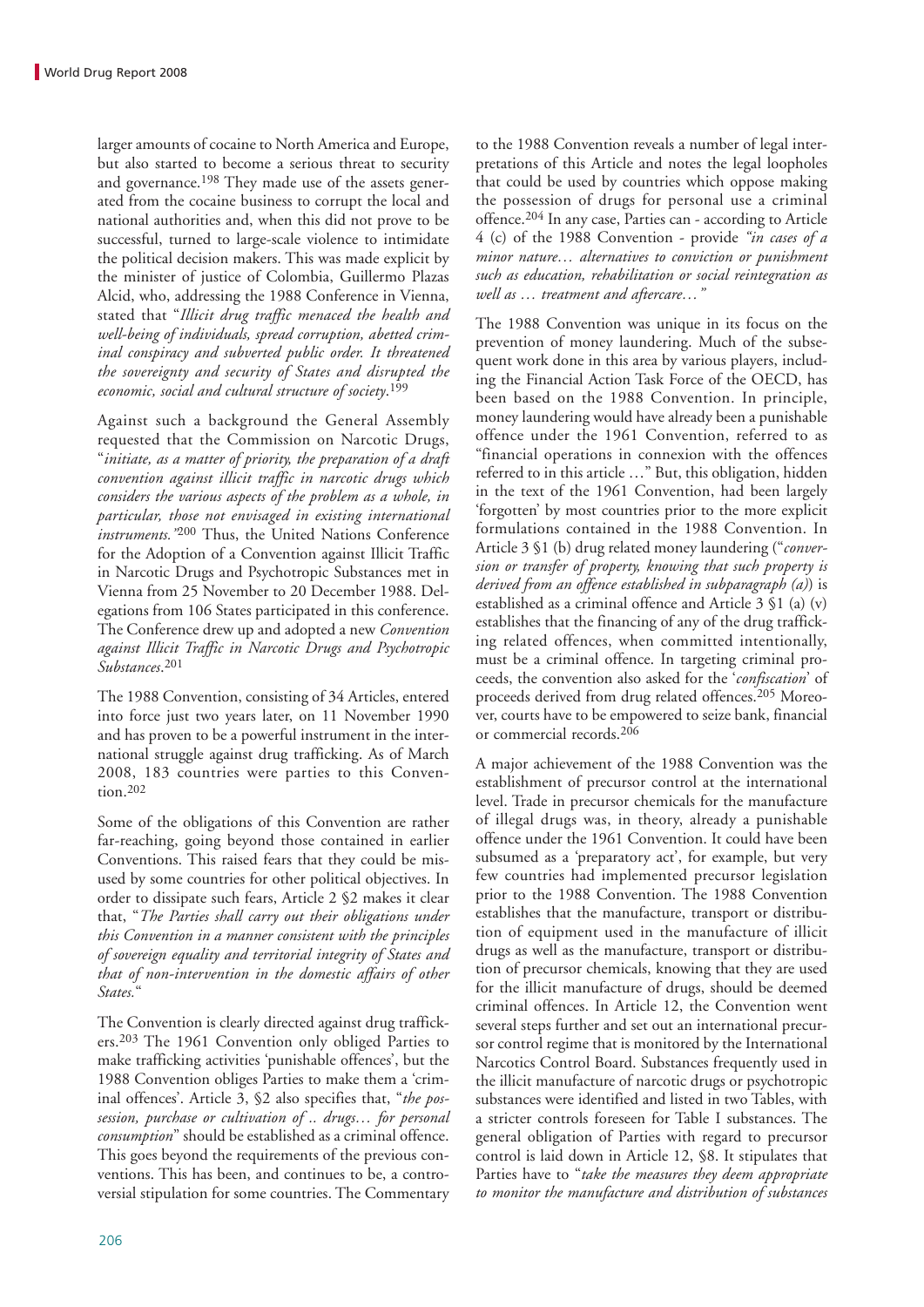larger amounts of cocaine to North America and Europe, but also started to become a serious threat to security and governance.[198] They made use of the assets generated from the cocaine business to corrupt the local and national authorities and, when this did not prove to be successful, turned to large-scale violence to intimidate the political decision makers. This was made explicit by the minister of justice of Colombia, Guillermo Plazas Alcid, who, addressing the 1988 Conference in Vienna, stated that "*Illicit drug traffic menaced the health and well-being of individuals, spread corruption, abetted criminal conspiracy and subverted public order. It threatened the sovereignty and security of States and disrupted the economic, social and cultural structure of society*.[199]

Against such a background the General Assembly requested that the Commission on Narcotic Drugs, "*initiate, as a matter of priority, the preparation of a draft convention against illicit traffic in narcotic drugs which considers the various aspects of the problem as a whole, in particular, those not envisaged in existing international instruments."*[200] Thus, the United Nations Conference for the Adoption of a Convention against Illicit Traffic in Narcotic Drugs and Psychotropic Substances met in Vienna from 25 November to 20 December 1988. Delegations from 106 States participated in this conference. The Conference drew up and adopted a new *Convention against Illicit Traffic in Narcotic Drugs and Psychotropic Substances*.[201]

The 1988 Convention, consisting of 34 Articles, entered into force just two years later, on 11 November 1990 and has proven to be a powerful instrument in the international struggle against drug trafficking. As of March 2008, 183 countries were parties to this Convention.[202]

Some of the obligations of this Convention are rather far-reaching, going beyond those contained in earlier Conventions. This raised fears that they could be misused by some countries for other political objectives. In order to dissipate such fears, Article 2 §2 makes it clear that, "*The Parties shall carry out their obligations under this Convention in a manner consistent with the principles of sovereign equality and territorial integrity of States and that of non-intervention in the domestic affairs of other States.*"

The Convention is clearly directed against drug traffickers.[203] The 1961 Convention only obliged Parties to make trafficking activities 'punishable offences', but the 1988 Convention obliges Parties to make them a 'criminal offences'. Article 3, §2 also specifies that, "*the possession, purchase or cultivation of .. drugs… for personal consumption*" should be established as a criminal offence. This goes beyond the requirements of the previous conventions. This has been, and continues to be, a controversial stipulation for some countries. The Commentary to the 1988 Convention reveals a number of legal interpretations of this Article and notes the legal loopholes that could be used by countries which oppose making the possession of drugs for personal use a criminal offence.[204] In any case, Parties can - according to Article 4 (c) of the 1988 Convention - provide *"in cases of a minor nature… alternatives to conviction or punishment such as education, rehabilitation or social reintegration as well as … treatment and aftercare…"*

The 1988 Convention was unique in its focus on the prevention of money laundering. Much of the subsequent work done in this area by various players, including the Financial Action Task Force of the OECD, has been based on the 1988 Convention. In principle, money laundering would have already been a punishable offence under the 1961 Convention, referred to as "financial operations in connexion with the offences referred to in this article …" But, this obligation, hidden in the text of the 1961 Convention, had been largely 'forgotten' by most countries prior to the more explicit formulations contained in the 1988 Convention. In Article 3 §1 (b) drug related money laundering ("*conversion or transfer of property, knowing that such property is derived from an offence established in subparagraph (a)*) is established as a criminal offence and Article 3 §1 (a) (v) establishes that the financing of any of the drug trafficking related offences, when committed intentionally, must be a criminal offence. In targeting criminal proceeds, the convention also asked for the '*confiscation*' of proceeds derived from drug related offences.[205] Moreover, courts have to be empowered to seize bank, financial or commercial records.[206]

A major achievement of the 1988 Convention was the establishment of precursor control at the international level. Trade in precursor chemicals for the manufacture of illegal drugs was, in theory, already a punishable offence under the 1961 Convention. It could have been subsumed as a 'preparatory act', for example, but very few countries had implemented precursor legislation prior to the 1988 Convention. The 1988 Convention establishes that the manufacture, transport or distribution of equipment used in the manufacture of illicit drugs as well as the manufacture, transport or distribution of precursor chemicals, knowing that they are used for the illicit manufacture of drugs, should be deemed criminal offences. In Article 12, the Convention went several steps further and set out an international precursor control regime that is monitored by the International Narcotics Control Board. Substances frequently used in the illicit manufacture of narcotic drugs or psychotropic substances were identified and listed in two Tables, with a stricter controls foreseen for Table I substances. The general obligation of Parties with regard to precursor control is laid down in Article 12, §8. It stipulates that Parties have to "*take the measures they deem appropriate to monitor the manufacture and distribution of substances*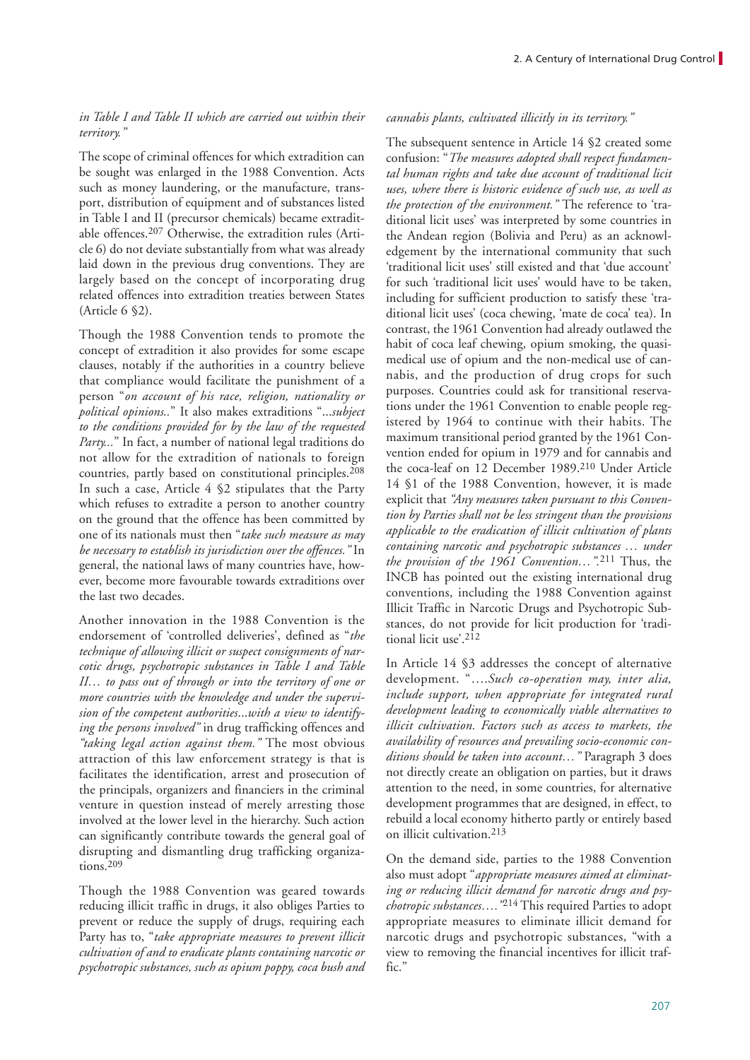*in Table I and Table II which are carried out within their territory."*

The scope of criminal offences for which extradition can be sought was enlarged in the 1988 Convention. Acts such as money laundering, or the manufacture, transport, distribution of equipment and of substances listed in Table I and II (precursor chemicals) became extraditable offences.[207] Otherwise, the extradition rules (Article 6) do not deviate substantially from what was already laid down in the previous drug conventions. They are largely based on the concept of incorporating drug related offences into extradition treaties between States (Article 6 §2).

Though the 1988 Convention tends to promote the concept of extradition it also provides for some escape clauses, notably if the authorities in a country believe that compliance would facilitate the punishment of a person "*on account of his race, religion, nationality or political opinions..*" It also makes extraditions "*...subject to the conditions provided for by the law of the requested Party...*" In fact, a number of national legal traditions do not allow for the extradition of nationals to foreign countries, partly based on constitutional principles.[208] In such a case, Article 4 §2 stipulates that the Party which refuses to extradite a person to another country on the ground that the offence has been committed by one of its nationals must then "*take such measure as may be necessary to establish its jurisdiction over the offences."* In general, the national laws of many countries have, however, become more favourable towards extraditions over the last two decades.

Another innovation in the 1988 Convention is the endorsement of 'controlled deliveries', defined as "*the technique of allowing illicit or suspect consignments of narcotic drugs, psychotropic substances in Table I and Table II… to pass out of through or into the territory of one or more countries with the knowledge and under the supervision of the competent authorities...with a view to identifying the persons involved"* in drug trafficking offences and *"taking legal action against them."* The most obvious attraction of this law enforcement strategy is that is facilitates the identification, arrest and prosecution of the principals, organizers and financiers in the criminal venture in question instead of merely arresting those involved at the lower level in the hierarchy. Such action can significantly contribute towards the general goal of disrupting and dismantling drug trafficking organizations.[209]

Though the 1988 Convention was geared towards reducing illicit traffic in drugs, it also obliges Parties to prevent or reduce the supply of drugs, requiring each Party has to, "*take appropriate measures to prevent illicit cultivation of and to eradicate plants containing narcotic or psychotropic substances, such as opium poppy, coca bush and cannabis plants, cultivated illicitly in its territory."*

The subsequent sentence in Article 14 §2 created some confusion: "*The measures adopted shall respect fundamental human rights and take due account of traditional licit uses, where there is historic evidence of such use, as well as the protection of the environment."* The reference to 'traditional licit uses' was interpreted by some countries in the Andean region (Bolivia and Peru) as an acknowledgement by the international community that such 'traditional licit uses' still existed and that 'due account' for such 'traditional licit uses' would have to be taken, including for sufficient production to satisfy these 'traditional licit uses' (coca chewing, 'mate de coca' tea). In contrast, the 1961 Convention had already outlawed the habit of coca leaf chewing, opium smoking, the quasi-medical use of opium and the non-medical use of cannabis, and the production of drug crops for such purposes. Countries could ask for transitional reservations under the 1961 Convention to enable people registered by 1964 to continue with their habits. The maximum transitional period granted by the 1961 Convention ended for opium in 1979 and for cannabis and the coca-leaf on 12 December 1989.[210] Under Article 14 §1 of the 1988 Convention, however, it is made explicit that *"Any measures taken pursuant to this Convention by Parties shall not be less stringent than the provisions applicable to the eradication of illicit cultivation of plants containing narcotic and psychotropic substances … under the provision of the 1961 Convention…"*.[211] Thus, the INCB has pointed out the existing international drug conventions, including the 1988 Convention against Illicit Traffic in Narcotic Drugs and Psychotropic Substances, do not provide for licit production for 'traditional licit use'.[212]

In Article 14 §3 addresses the concept of alternative development. "*….Such co-operation may, inter alia, include support, when appropriate for integrated rural development leading to economically viable alternatives to illicit cultivation. Factors such as access to markets, the availability of resources and prevailing socio-economic conditions should be taken into account…"* Paragraph 3 does not directly create an obligation on parties, but it draws attention to the need, in some countries, for alternative development programmes that are designed, in effect, to rebuild a local economy hitherto partly or entirely based on illicit cultivation.[213]

On the demand side, parties to the 1988 Convention also must adopt "*appropriate measures aimed at eliminating or reducing illicit demand for narcotic drugs and psychotropic substances…."*[214] This required Parties to adopt appropriate measures to eliminate illicit demand for narcotic drugs and psychotropic substances, "with a view to removing the financial incentives for illicit traffic."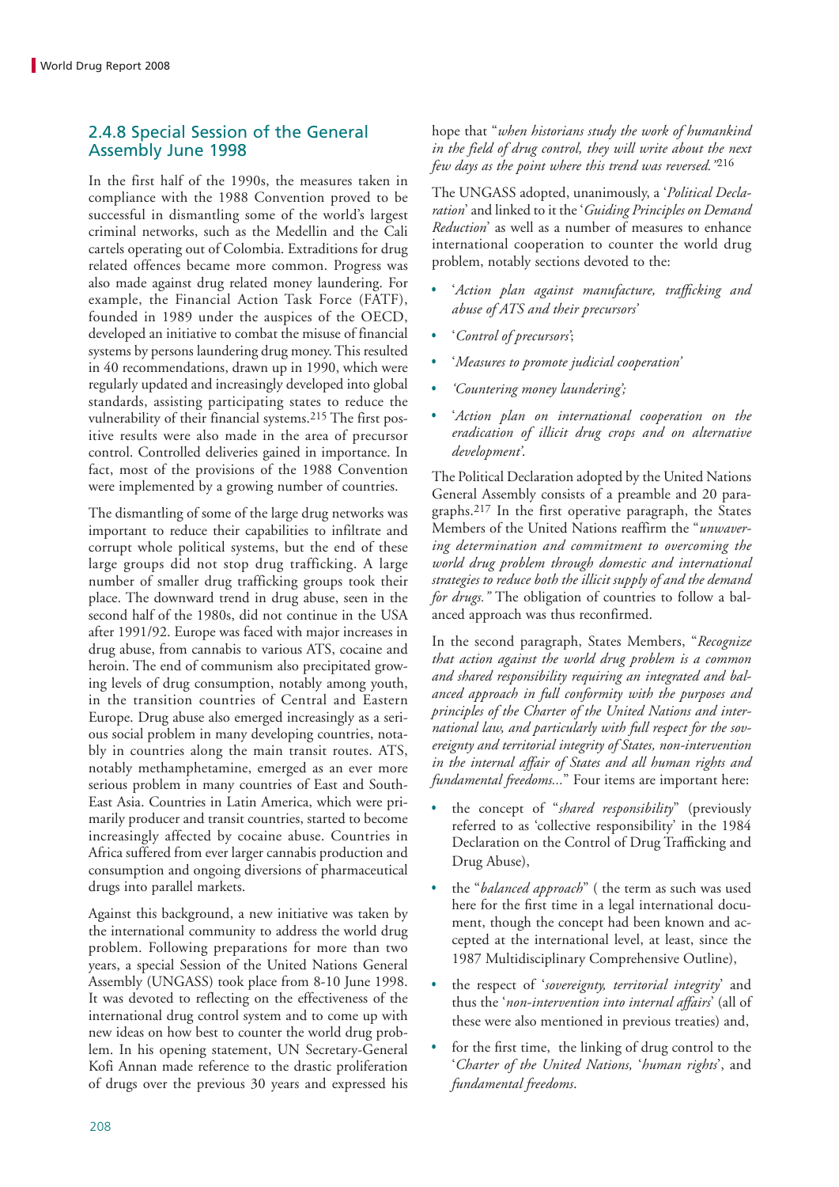### 2.4.8 Special Session of the General Assembly June 1998

In the first half of the 1990s, the measures taken in compliance with the 1988 Convention proved to be successful in dismantling some of the world's largest criminal networks, such as the Medellin and the Cali cartels operating out of Colombia. Extraditions for drug related offences became more common. Progress was also made against drug related money laundering. For example, the Financial Action Task Force (FATF), founded in 1989 under the auspices of the OECD, developed an initiative to combat the misuse of financial systems by persons laundering drug money. This resulted in 40 recommendations, drawn up in 1990, which were regularly updated and increasingly developed into global standards, assisting participating states to reduce the vulnerability of their financial systems.[215] The first positive results were also made in the area of precursor control. Controlled deliveries gained in importance. In fact, most of the provisions of the 1988 Convention were implemented by a growing number of countries.

The dismantling of some of the large drug networks was important to reduce their capabilities to infiltrate and corrupt whole political systems, but the end of these large groups did not stop drug trafficking. A large number of smaller drug trafficking groups took their place. The downward trend in drug abuse, seen in the second half of the 1980s, did not continue in the USA after 1991/92. Europe was faced with major increases in drug abuse, from cannabis to various ATS, cocaine and heroin. The end of communism also precipitated growing levels of drug consumption, notably among youth, in the transition countries of Central and Eastern Europe. Drug abuse also emerged increasingly as a serious social problem in many developing countries, notably in countries along the main transit routes. ATS, notably methamphetamine, emerged as an ever more serious problem in many countries of East and South-East Asia. Countries in Latin America, which were primarily producer and transit countries, started to become increasingly affected by cocaine abuse. Countries in Africa suffered from ever larger cannabis production and consumption and ongoing diversions of pharmaceutical drugs into parallel markets.

Against this background, a new initiative was taken by the international community to address the world drug problem. Following preparations for more than two years, a special Session of the United Nations General Assembly (UNGASS) took place from 8-10 June 1998. It was devoted to reflecting on the effectiveness of the international drug control system and to come up with new ideas on how best to counter the world drug problem. In his opening statement, UN Secretary-General Kofi Annan made reference to the drastic proliferation of drugs over the previous 30 years and expressed his hope that "*when historians study the work of humankind in the field of drug control, they will write about the next few days as the point where this trend was reversed.*"[216]

The UNGASS adopted, unanimously, a '*Political Declaration*' and linked to it the '*Guiding Principles on Demand Reduction*' as well as a number of measures to enhance international cooperation to counter the world drug problem, notably sections devoted to the:

- '*Action plan against manufacture, trafficking and abuse of ATS and their precursors*'
- '*Control of precursors*';
- '*Measures to promote judicial cooperation*'
- *'Countering money laundering';*
- '*Action plan on international cooperation on the eradication of illicit drug crops and on alternative development*'.

The Political Declaration adopted by the United Nations General Assembly consists of a preamble and 20 paragraphs.[217] In the first operative paragraph, the States Members of the United Nations reaffirm the "*unwavering determination and commitment to overcoming the world drug problem through domestic and international strategies to reduce both the illicit supply of and the demand for drugs.*" The obligation of countries to follow a balanced approach was thus reconfirmed.

In the second paragraph, States Members, "*Recognize that action against the world drug problem is a common and shared responsibility requiring an integrated and balanced approach in full conformity with the purposes and principles of the Charter of the United Nations and international law, and particularly with full respect for the sovereignty and territorial integrity of States, non-intervention in the internal affair of States and all human rights and fundamental freedoms...*" Four items are important here:

- the concept of "*shared responsibility*" (previously referred to as 'collective responsibility' in the 1984 Declaration on the Control of Drug Trafficking and Drug Abuse),
- the "*balanced approach*" ( the term as such was used here for the first time in a legal international document, though the concept had been known and accepted at the international level, at least, since the 1987 Multidisciplinary Comprehensive Outline),
- the respect of '*sovereignty, territorial integrity*' and thus the '*non-intervention into internal affairs*' (all of these were also mentioned in previous treaties) and,
- for the first time, the linking of drug control to the '*Charter of the United Nations,* '*human rights*', and *fundamental freedoms*.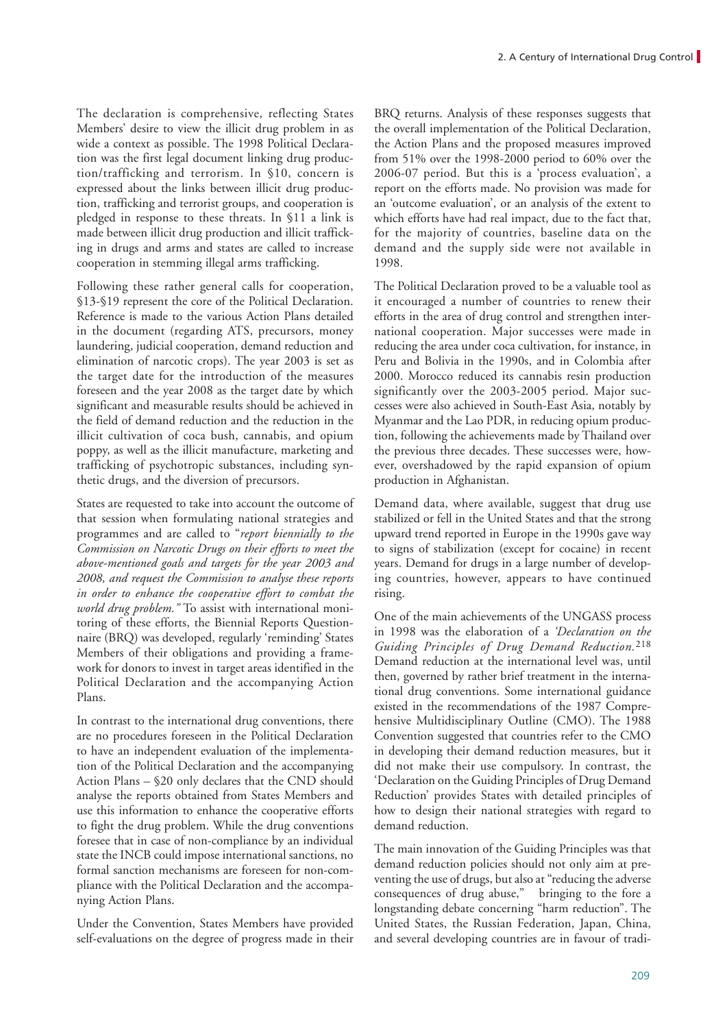The declaration is comprehensive, reflecting States Members' desire to view the illicit drug problem in as wide a context as possible. The 1998 Political Declaration was the first legal document linking drug production/trafficking and terrorism. In §10, concern is expressed about the links between illicit drug production, trafficking and terrorist groups, and cooperation is pledged in response to these threats. In §11 a link is made between illicit drug production and illicit trafficking in drugs and arms and states are called to increase cooperation in stemming illegal arms trafficking.

Following these rather general calls for cooperation, §13-§19 represent the core of the Political Declaration. Reference is made to the various Action Plans detailed in the document (regarding ATS, precursors, money laundering, judicial cooperation, demand reduction and elimination of narcotic crops). The year 2003 is set as the target date for the introduction of the measures foreseen and the year 2008 as the target date by which significant and measurable results should be achieved in the field of demand reduction and the reduction in the illicit cultivation of coca bush, cannabis, and opium poppy, as well as the illicit manufacture, marketing and trafficking of psychotropic substances, including synthetic drugs, and the diversion of precursors.

States are requested to take into account the outcome of that session when formulating national strategies and programmes and are called to "*report biennially to the Commission on Narcotic Drugs on their efforts to meet the above-mentioned goals and targets for the year 2003 and 2008, and request the Commission to analyse these reports in order to enhance the cooperative effort to combat the world drug problem.*" To assist with international monitoring of these efforts, the Biennial Reports Questionnaire (BRQ) was developed, regularly 'reminding' States Members of their obligations and providing a framework for donors to invest in target areas identified in the Political Declaration and the accompanying Action Plans.

In contrast to the international drug conventions, there are no procedures foreseen in the Political Declaration to have an independent evaluation of the implementation of the Political Declaration and the accompanying Action Plans – §20 only declares that the CND should analyse the reports obtained from States Members and use this information to enhance the cooperative efforts to fight the drug problem. While the drug conventions foresee that in case of non-compliance by an individual state the INCB could impose international sanctions, no formal sanction mechanisms are foreseen for non-compliance with the Political Declaration and the accompanying Action Plans.

Under the Convention, States Members have provided self-evaluations on the degree of progress made in their BRQ returns. Analysis of these responses suggests that the overall implementation of the Political Declaration, the Action Plans and the proposed measures improved from 51% over the 1998-2000 period to 60% over the 2006-07 period. But this is a 'process evaluation', a report on the efforts made. No provision was made for an 'outcome evaluation', or an analysis of the extent to which efforts have had real impact, due to the fact that, for the majority of countries, baseline data on the demand and the supply side were not available in 1998.

The Political Declaration proved to be a valuable tool as it encouraged a number of countries to renew their efforts in the area of drug control and strengthen international cooperation. Major successes were made in reducing the area under coca cultivation, for instance, in Peru and Bolivia in the 1990s, and in Colombia after 2000. Morocco reduced its cannabis resin production significantly over the 2003-2005 period. Major successes were also achieved in South-East Asia, notably by Myanmar and the Lao PDR, in reducing opium production, following the achievements made by Thailand over the previous three decades. These successes were, however, overshadowed by the rapid expansion of opium production in Afghanistan.

Demand data, where available, suggest that drug use stabilized or fell in the United States and that the strong upward trend reported in Europe in the 1990s gave way to signs of stabilization (except for cocaine) in recent years. Demand for drugs in a large number of developing countries, however, appears to have continued rising.

One of the main achievements of the UNGASS process in 1998 was the elaboration of a *'Declaration on the Guiding Principles of Drug Demand Reduction.*[218] Demand reduction at the international level was, until then, governed by rather brief treatment in the international drug conventions. Some international guidance existed in the recommendations of the 1987 Comprehensive Multidisciplinary Outline (CMO). The 1988 Convention suggested that countries refer to the CMO in developing their demand reduction measures, but it did not make their use compulsory. In contrast, the 'Declaration on the Guiding Principles of Drug Demand Reduction' provides States with detailed principles of how to design their national strategies with regard to demand reduction.

The main innovation of the Guiding Principles was that demand reduction policies should not only aim at preventing the use of drugs, but also at "reducing the adverse consequences of drug abuse," bringing to the fore a longstanding debate concerning "harm reduction". The United States, the Russian Federation, Japan, China, and several developing countries are in favour of tradi-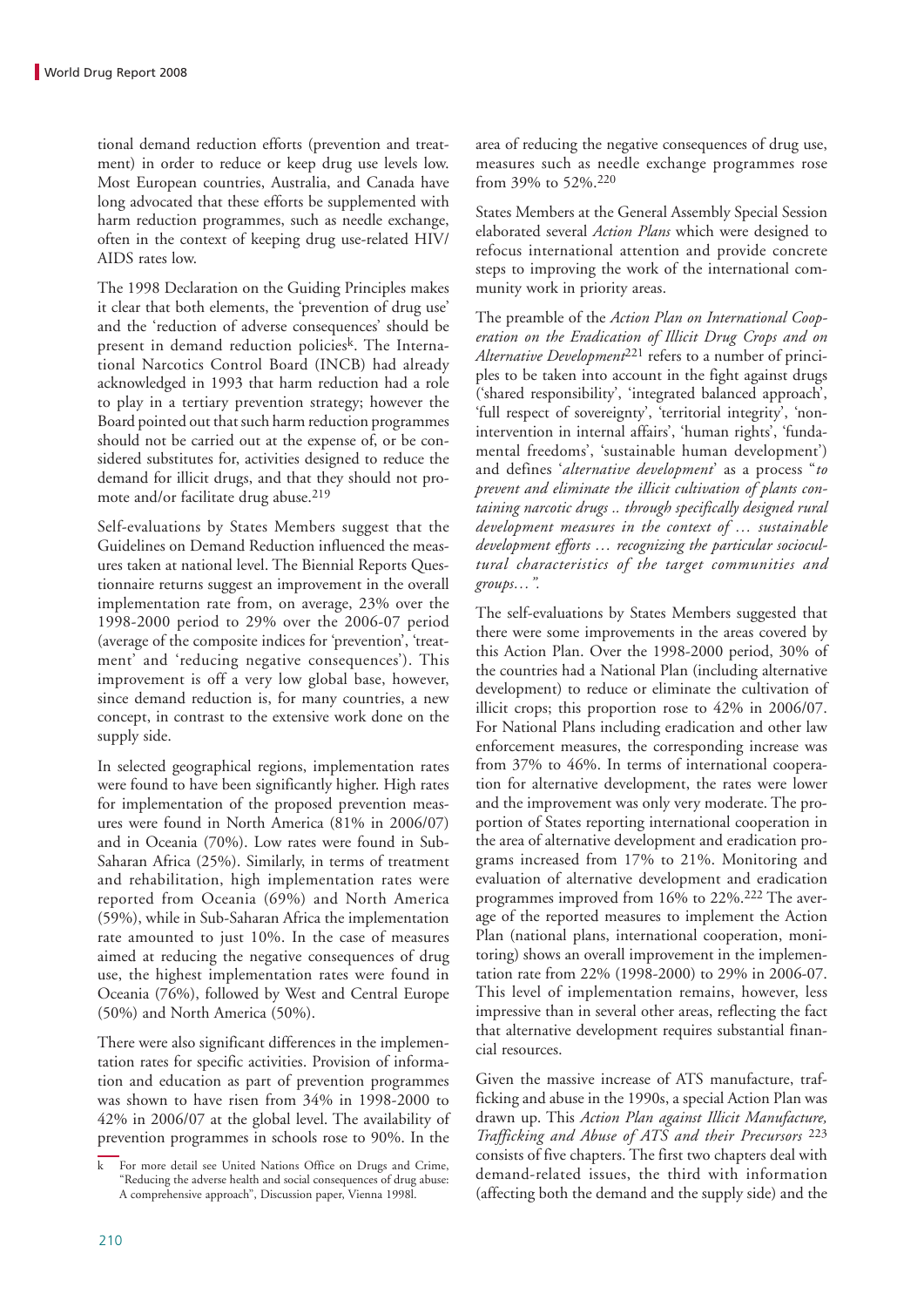tional demand reduction efforts (prevention and treatment) in order to reduce or keep drug use levels low. Most European countries, Australia, and Canada have long advocated that these efforts be supplemented with harm reduction programmes, such as needle exchange, often in the context of keeping drug use-related HIV/AIDS rates low.

The 1998 Declaration on the Guiding Principles makes it clear that both elements, the 'prevention of drug use' and the 'reduction of adverse consequences' should be present in demand reduction policies[k]. The International Narcotics Control Board (INCB) had already acknowledged in 1993 that harm reduction had a role to play in a tertiary prevention strategy; however the Board pointed out that such harm reduction programmes should not be carried out at the expense of, or be considered substitutes for, activities designed to reduce the demand for illicit drugs, and that they should not promote and/or facilitate drug abuse.[219]

Self-evaluations by States Members suggest that the Guidelines on Demand Reduction influenced the measures taken at national level. The Biennial Reports Questionnaire returns suggest an improvement in the overall implementation rate from, on average, 23% over the 1998-2000 period to 29% over the 2006-07 period (average of the composite indices for 'prevention', 'treatment' and 'reducing negative consequences'). This improvement is off a very low global base, however, since demand reduction is, for many countries, a new concept, in contrast to the extensive work done on the supply side.

In selected geographical regions, implementation rates were found to have been significantly higher. High rates for implementation of the proposed prevention measures were found in North America (81% in 2006/07) and in Oceania (70%). Low rates were found in Sub-Saharan Africa (25%). Similarly, in terms of treatment and rehabilitation, high implementation rates were reported from Oceania (69%) and North America (59%), while in Sub-Saharan Africa the implementation rate amounted to just 10%. In the case of measures aimed at reducing the negative consequences of drug use, the highest implementation rates were found in Oceania (76%), followed by West and Central Europe (50%) and North America (50%).

There were also significant differences in the implementation rates for specific activities. Provision of information and education as part of prevention programmes was shown to have risen from 34% in 1998-2000 to 42% in 2006/07 at the global level. The availability of prevention programmes in schools rose to 90%. In the area of reducing the negative consequences of drug use, measures such as needle exchange programmes rose from 39% to 52%.[220]

States Members at the General Assembly Special Session elaborated several *Action Plans* which were designed to refocus international attention and provide concrete steps to improving the work of the international community work in priority areas.

The preamble of the *Action Plan on International Cooperation on the Eradication of Illicit Drug Crops and on Alternative Development*[221] refers to a number of principles to be taken into account in the fight against drugs ('shared responsibility', 'integrated balanced approach', 'full respect of sovereignty', 'territorial integrity', 'non-intervention in internal affairs', 'human rights', 'fundamental freedoms', 'sustainable human development') and defines '*alternative development*' as a process "*to prevent and eliminate the illicit cultivation of plants containing narcotic drugs .. through specifically designed rural development measures in the context of … sustainable development efforts … recognizing the particular sociocultural characteristics of the target communities and groups…".*

The self-evaluations by States Members suggested that there were some improvements in the areas covered by this Action Plan. Over the 1998-2000 period, 30% of the countries had a National Plan (including alternative development) to reduce or eliminate the cultivation of illicit crops; this proportion rose to 42% in 2006/07. For National Plans including eradication and other law enforcement measures, the corresponding increase was from 37% to 46%. In terms of international cooperation for alternative development, the rates were lower and the improvement was only very moderate. The proportion of States reporting international cooperation in the area of alternative development and eradication programs increased from 17% to 21%. Monitoring and evaluation of alternative development and eradication programmes improved from 16% to 22%.[222] The average of the reported measures to implement the Action Plan (national plans, international cooperation, monitoring) shows an overall improvement in the implementation rate from 22% (1998-2000) to 29% in 2006-07. This level of implementation remains, however, less impressive than in several other areas, reflecting the fact that alternative development requires substantial financial resources.

Given the massive increase of ATS manufacture, trafficking and abuse in the 1990s, a special Action Plan was drawn up. This *Action Plan against Illicit Manufacture, Trafficking and Abuse of ATS and their Precursors* [223] consists of five chapters. The first two chapters deal with demand-related issues, the third with information (affecting both the demand and the supply side) and the

---

k For more detail see United Nations Office on Drugs and Crime, "Reducing the adverse health and social consequences of drug abuse: A comprehensive approach", Discussion paper, Vienna 1998l.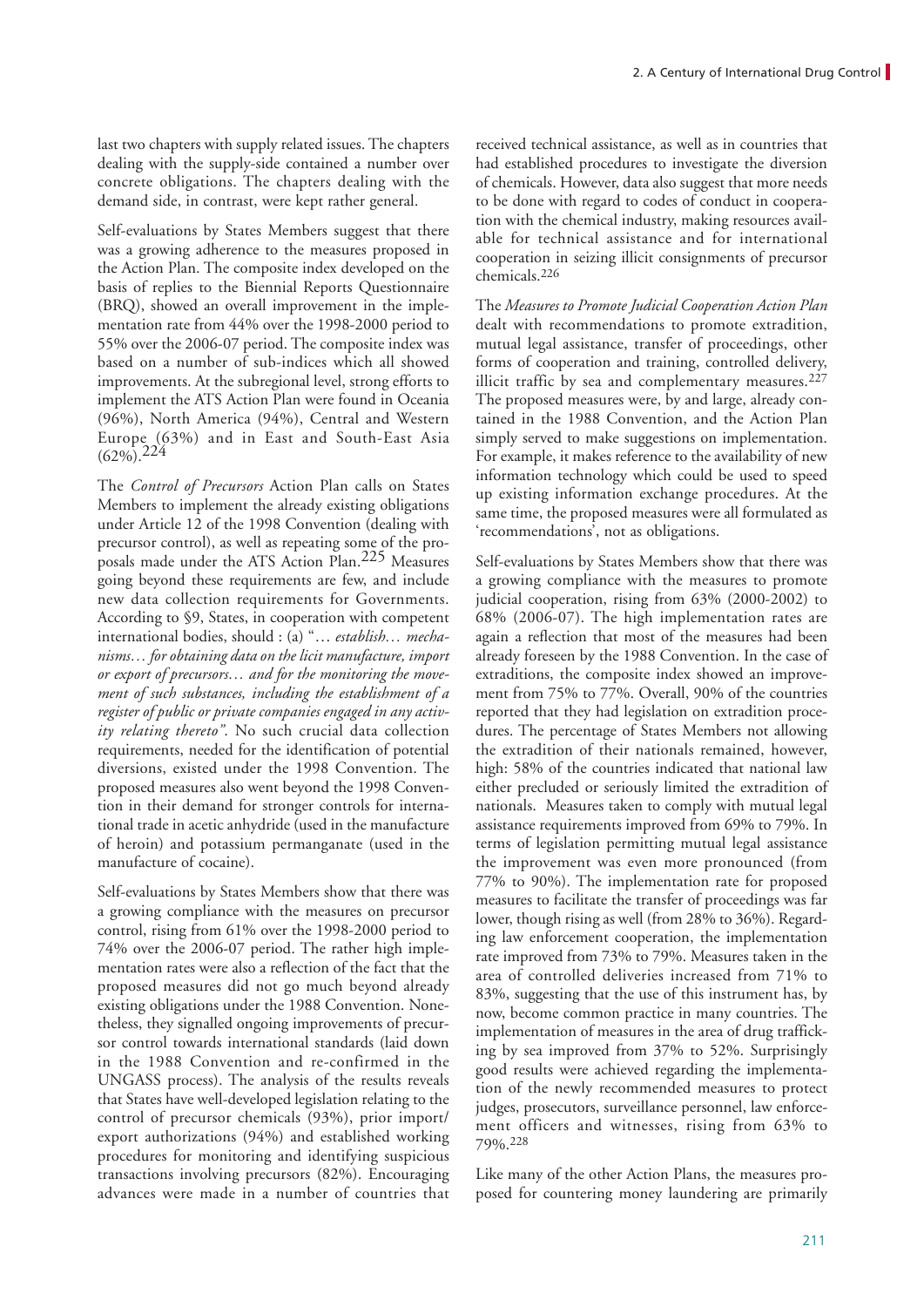last two chapters with supply related issues. The chapters dealing with the supply-side contained a number over concrete obligations. The chapters dealing with the demand side, in contrast, were kept rather general.

Self-evaluations by States Members suggest that there was a growing adherence to the measures proposed in the Action Plan. The composite index developed on the basis of replies to the Biennial Reports Questionnaire (BRQ), showed an overall improvement in the implementation rate from 44% over the 1998-2000 period to 55% over the 2006-07 period. The composite index was based on a number of sub-indices which all showed improvements. At the subregional level, strong efforts to implement the ATS Action Plan were found in Oceania (96%), North America (94%), Central and Western Europe (63%) and in East and South-East Asia (62%).[224]

The *Control of Precursors* Action Plan calls on States Members to implement the already existing obligations under Article 12 of the 1998 Convention (dealing with precursor control), as well as repeating some of the proposals made under the ATS Action Plan.[225] Measures going beyond these requirements are few, and include new data collection requirements for Governments. According to §9, States, in cooperation with competent international bodies, should : (a) "… *establish… mechanisms… for obtaining data on the licit manufacture, import or export of precursors… and for the monitoring the movement of such substances, including the establishment of a register of public or private companies engaged in any activity relating thereto"*. No such crucial data collection requirements, needed for the identification of potential diversions, existed under the 1998 Convention. The proposed measures also went beyond the 1998 Convention in their demand for stronger controls for international trade in acetic anhydride (used in the manufacture of heroin) and potassium permanganate (used in the manufacture of cocaine).

Self-evaluations by States Members show that there was a growing compliance with the measures on precursor control, rising from 61% over the 1998-2000 period to 74% over the 2006-07 period. The rather high implementation rates were also a reflection of the fact that the proposed measures did not go much beyond already existing obligations under the 1988 Convention. Nonetheless, they signalled ongoing improvements of precursor control towards international standards (laid down in the 1988 Convention and re-confirmed in the UNGASS process). The analysis of the results reveals that States have well-developed legislation relating to the control of precursor chemicals (93%), prior import/export authorizations (94%) and established working procedures for monitoring and identifying suspicious transactions involving precursors (82%). Encouraging advances were made in a number of countries that received technical assistance, as well as in countries that had established procedures to investigate the diversion of chemicals. However, data also suggest that more needs to be done with regard to codes of conduct in cooperation with the chemical industry, making resources available for technical assistance and for international cooperation in seizing illicit consignments of precursor chemicals.[226]

The *Measures to Promote Judicial Cooperation Action Plan* dealt with recommendations to promote extradition, mutual legal assistance, transfer of proceedings, other forms of cooperation and training, controlled delivery, illicit traffic by sea and complementary measures.[227] The proposed measures were, by and large, already contained in the 1988 Convention, and the Action Plan simply served to make suggestions on implementation. For example, it makes reference to the availability of new information technology which could be used to speed up existing information exchange procedures. At the same time, the proposed measures were all formulated as 'recommendations', not as obligations.

Self-evaluations by States Members show that there was a growing compliance with the measures to promote judicial cooperation, rising from 63% (2000-2002) to 68% (2006-07). The high implementation rates are again a reflection that most of the measures had been already foreseen by the 1988 Convention. In the case of extraditions, the composite index showed an improvement from 75% to 77%. Overall, 90% of the countries reported that they had legislation on extradition procedures. The percentage of States Members not allowing the extradition of their nationals remained, however, high: 58% of the countries indicated that national law either precluded or seriously limited the extradition of nationals. Measures taken to comply with mutual legal assistance requirements improved from 69% to 79%. In terms of legislation permitting mutual legal assistance the improvement was even more pronounced (from 77% to 90%). The implementation rate for proposed measures to facilitate the transfer of proceedings was far lower, though rising as well (from 28% to 36%). Regarding law enforcement cooperation, the implementation rate improved from 73% to 79%. Measures taken in the area of controlled deliveries increased from 71% to 83%, suggesting that the use of this instrument has, by now, become common practice in many countries. The implementation of measures in the area of drug trafficking by sea improved from 37% to 52%. Surprisingly good results were achieved regarding the implementation of the newly recommended measures to protect judges, prosecutors, surveillance personnel, law enforcement officers and witnesses, rising from 63% to 79%.[228]

Like many of the other Action Plans, the measures proposed for countering money laundering are primarily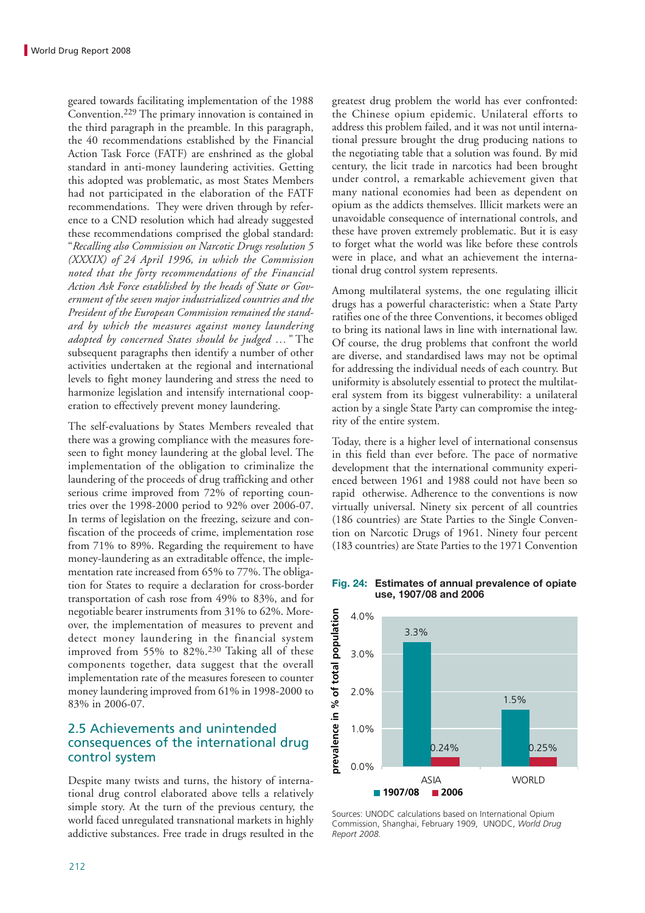geared towards facilitating implementation of the 1988 Convention.[229] The primary innovation is contained in the third paragraph in the preamble. In this paragraph, the 40 recommendations established by the Financial Action Task Force (FATF) are enshrined as the global standard in anti-money laundering activities. Getting this adopted was problematic, as most States Members had not participated in the elaboration of the FATF recommendations. They were driven through by reference to a CND resolution which had already suggested these recommendations comprised the global standard: "*Recalling also Commission on Narcotic Drugs resolution 5 (XXXIX) of 24 April 1996, in which the Commission noted that the forty recommendations of the Financial Action Ask Force established by the heads of State or Government of the seven major industrialized countries and the President of the European Commission remained the standard by which the measures against money laundering adopted by concerned States should be judged …*" The subsequent paragraphs then identify a number of other activities undertaken at the regional and international levels to fight money laundering and stress the need to harmonize legislation and intensify international cooperation to effectively prevent money laundering.

The self-evaluations by States Members revealed that there was a growing compliance with the measures foreseen to fight money laundering at the global level. The implementation of the obligation to criminalize the laundering of the proceeds of drug trafficking and other serious crime improved from 72% of reporting countries over the 1998-2000 period to 92% over 2006-07. In terms of legislation on the freezing, seizure and confiscation of the proceeds of crime, implementation rose from 71% to 89%. Regarding the requirement to have money-laundering as an extraditable offence, the implementation rate increased from 65% to 77%. The obligation for States to require a declaration for cross-border transportation of cash rose from 49% to 83%, and for negotiable bearer instruments from 31% to 62%. Moreover, the implementation of measures to prevent and detect money laundering in the financial system improved from 55% to 82%.[230] Taking all of these components together, data suggest that the overall implementation rate of the measures foreseen to counter money laundering improved from 61% in 1998-2000 to 83% in 2006-07.

## 2.5 Achievements and unintended consequences of the international drug control system

Despite many twists and turns, the history of international drug control elaborated above tells a relatively simple story. At the turn of the previous century, the world faced unregulated transnational markets in highly addictive substances. Free trade in drugs resulted in the greatest drug problem the world has ever confronted: the Chinese opium epidemic. Unilateral efforts to address this problem failed, and it was not until international pressure brought the drug producing nations to the negotiating table that a solution was found. By mid century, the licit trade in narcotics had been brought under control, a remarkable achievement given that many national economies had been as dependent on opium as the addicts themselves. Illicit markets were an unavoidable consequence of international controls, and these have proven extremely problematic. But it is easy to forget what the world was like before these controls were in place, and what an achievement the international drug control system represents.

Among multilateral systems, the one regulating illicit drugs has a powerful characteristic: when a State Party ratifies one of the three Conventions, it becomes obliged to bring its national laws in line with international law. Of course, the drug problems that confront the world are diverse, and standardised laws may not be optimal for addressing the individual needs of each country. But uniformity is absolutely essential to protect the multilateral system from its biggest vulnerability: a unilateral action by a single State Party can compromise the integrity of the entire system.

Today, there is a higher level of international consensus in this field than ever before. The pace of normative development that the international community experienced between 1961 and 1988 could not have been so rapid otherwise. Adherence to the conventions is now virtually universal. Ninety six percent of all countries (186 countries) are State Parties to the Single Convention on Narcotic Drugs of 1961. Ninety four percent (183 countries) are State Parties to the 1971 Convention

**Fig. 24: Estimates of annual prevalence of opiate use, 1907/08 and 2006**

prevalence in % of total population
4.0%
3.0%
2.0%
1.0%
0.0%
3.3%
0.24%
1.5%
0.25%
ASIA
WORLD
1907/08
2006

Sources: UNODC calculations based on International Opium Commission, Shanghai, February 1909, UNODC, *World Drug Report 2008*.